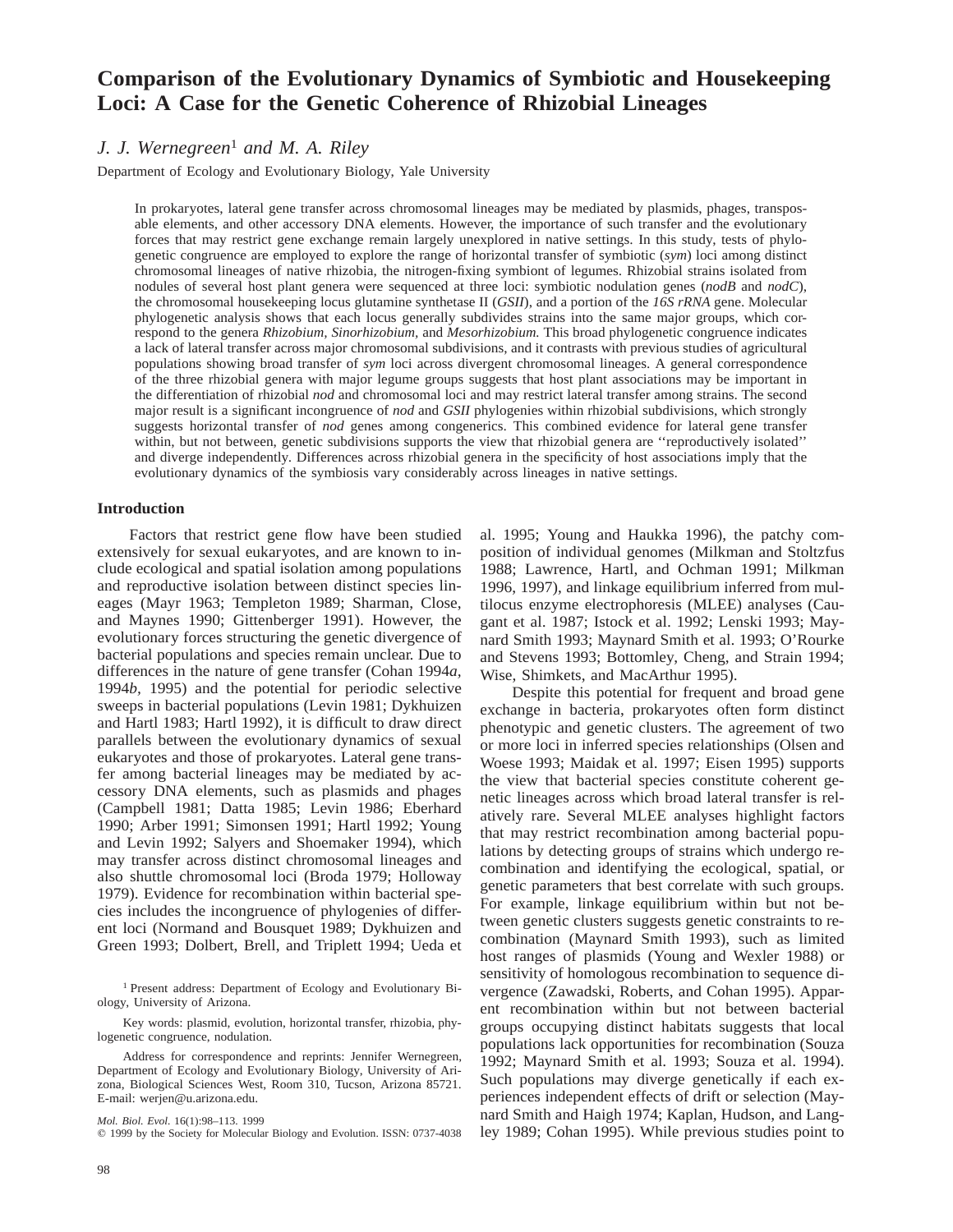# Comparison of the Evolutionary Dynamics of Symbiotic and Housekeeping Loci: A Case for the Genetic Coherence of Rhizobial Lineages

*J. J. Wernegreen*[1] *and M. A. Riley*

Department of Ecology and Evolutionary Biology, Yale University

In prokaryotes, lateral gene transfer across chromosomal lineages may be mediated by plasmids, phages, transposable elements, and other accessory DNA elements. However, the importance of such transfer and the evolutionary forces that may restrict gene exchange remain largely unexplored in native settings. In this study, tests of phylogenetic congruence are employed to explore the range of horizontal transfer of symbiotic (*sym*) loci among distinct chromosomal lineages of native rhizobia, the nitrogen-fixing symbiont of legumes. Rhizobial strains isolated from nodules of several host plant genera were sequenced at three loci: symbiotic nodulation genes (*nodB* and *nodC*), the chromosomal housekeeping locus glutamine synthetase II (*GSII*), and a portion of the *16S rRNA* gene. Molecular phylogenetic analysis shows that each locus generally subdivides strains into the same major groups, which correspond to the genera *Rhizobium*, *Sinorhizobium*, and *Mesorhizobium*. This broad phylogenetic congruence indicates a lack of lateral transfer across major chromosomal subdivisions, and it contrasts with previous studies of agricultural populations showing broad transfer of *sym* loci across divergent chromosomal lineages. A general correspondence of the three rhizobial genera with major legume groups suggests that host plant associations may be important in the differentiation of rhizobial *nod* and chromosomal loci and may restrict lateral transfer among strains. The second major result is a significant incongruence of *nod* and *GSII* phylogenies within rhizobial subdivisions, which strongly suggests horizontal transfer of *nod* genes among congenerics. This combined evidence for lateral gene transfer within, but not between, genetic subdivisions supports the view that rhizobial genera are ''reproductively isolated'' and diverge independently. Differences across rhizobial genera in the specificity of host associations imply that the evolutionary dynamics of the symbiosis vary considerably across lineages in native settings.

## Introduction

Factors that restrict gene flow have been studied extensively for sexual eukaryotes, and are known to include ecological and spatial isolation among populations and reproductive isolation between distinct species lineages (Mayr 1963; Templeton 1989; Sharman, Close, and Maynes 1990; Gittenberger 1991). However, the evolutionary forces structuring the genetic divergence of bacterial populations and species remain unclear. Due to differences in the nature of gene transfer (Cohan 1994*a*, 1994*b*, 1995) and the potential for periodic selective sweeps in bacterial populations (Levin 1981; Dykhuizen and Hartl 1983; Hartl 1992), it is difficult to draw direct parallels between the evolutionary dynamics of sexual eukaryotes and those of prokaryotes. Lateral gene transfer among bacterial lineages may be mediated by accessory DNA elements, such as plasmids and phages (Campbell 1981; Datta 1985; Levin 1986; Eberhard 1990; Arber 1991; Simonsen 1991; Hartl 1992; Young and Levin 1992; Salyers and Shoemaker 1994), which may transfer across distinct chromosomal lineages and also shuttle chromosomal loci (Broda 1979; Holloway 1979). Evidence for recombination within bacterial species includes the incongruence of phylogenies of different loci (Normand and Bousquet 1989; Dykhuizen and Green 1993; Dolbert, Brell, and Triplett 1994; Ueda et al. 1995; Young and Haukka 1996), the patchy composition of individual genomes (Milkman and Stoltzfus 1988; Lawrence, Hartl, and Ochman 1991; Milkman 1996, 1997), and linkage equilibrium inferred from multilocus enzyme electrophoresis (MLEE) analyses (Caugant et al. 1987; Istock et al. 1992; Lenski 1993; Maynard Smith 1993; Maynard Smith et al. 1993; O'Rourke and Stevens 1993; Bottomley, Cheng, and Strain 1994; Wise, Shimkets, and MacArthur 1995).

Despite this potential for frequent and broad gene exchange in bacteria, prokaryotes often form distinct phenotypic and genetic clusters. The agreement of two or more loci in inferred species relationships (Olsen and Woese 1993; Maidak et al. 1997; Eisen 1995) supports the view that bacterial species constitute coherent genetic lineages across which broad lateral transfer is relatively rare. Several MLEE analyses highlight factors that may restrict recombination among bacterial populations by detecting groups of strains which undergo recombination and identifying the ecological, spatial, or genetic parameters that best correlate with such groups. For example, linkage equilibrium within but not between genetic clusters suggests genetic constraints to recombination (Maynard Smith 1993), such as limited host ranges of plasmids (Young and Wexler 1988) or sensitivity of homologous recombination to sequence divergence (Zawadski, Roberts, and Cohan 1995). Apparent recombination within but not between bacterial groups occupying distinct habitats suggests that local populations lack opportunities for recombination (Souza 1992; Maynard Smith et al. 1993; Souza et al. 1994). Such populations may diverge genetically if each experiences independent effects of drift or selection (Maynard Smith and Haigh 1974; Kaplan, Hudson, and Langley 1989; Cohan 1995). While previous studies point to

[1] Present address: Department of Ecology and Evolutionary Biology, University of Arizona.

Key words: plasmid, evolution, horizontal transfer, rhizobia, phylogenetic congruence, nodulation.

Address for correspondence and reprints: Jennifer Wernegreen, Department of Ecology and Evolutionary Biology, University of Arizona, Biological Sciences West, Room 310, Tucson, Arizona 85721. E-mail: werjen@u.arizona.edu.

*Mol. Biol. Evol.* 16(1):98–113. 1999

© 1999 by the Society for Molecular Biology and Evolution. ISSN: 0737-4038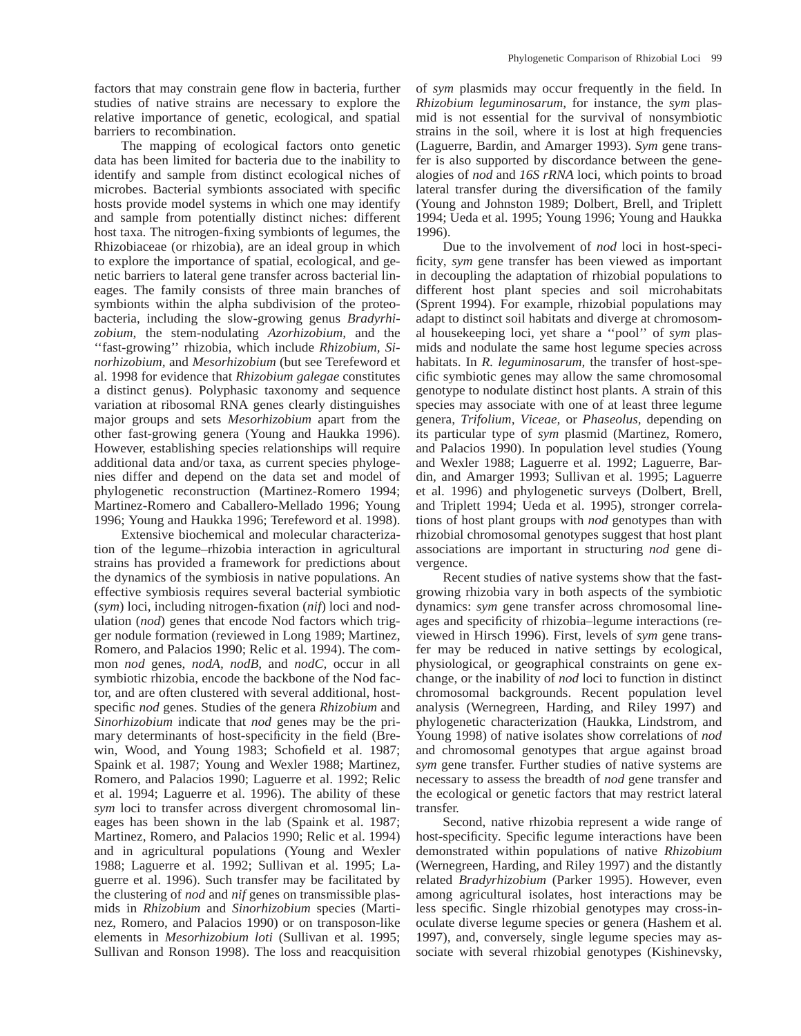factors that may constrain gene flow in bacteria, further studies of native strains are necessary to explore the relative importance of genetic, ecological, and spatial barriers to recombination.

The mapping of ecological factors onto genetic data has been limited for bacteria due to the inability to identify and sample from distinct ecological niches of microbes. Bacterial symbionts associated with specific hosts provide model systems in which one may identify and sample from potentially distinct niches: different host taxa. The nitrogen-fixing symbionts of legumes, the Rhizobiaceae (or rhizobia), are an ideal group in which to explore the importance of spatial, ecological, and genetic barriers to lateral gene transfer across bacterial lineages. The family consists of three main branches of symbionts within the alpha subdivision of the proteobacteria, including the slow-growing genus *Bradyrhizobium*, the stem-nodulating *Azorhizobium*, and the ''fast-growing'' rhizobia, which include *Rhizobium*, *Sinorhizobium*, and *Mesorhizobium* (but see Terefeword et al. 1998 for evidence that *Rhizobium galegae* constitutes a distinct genus). Polyphasic taxonomy and sequence variation at ribosomal RNA genes clearly distinguishes major groups and sets *Mesorhizobium* apart from the other fast-growing genera (Young and Haukka 1996). However, establishing species relationships will require additional data and/or taxa, as current species phylogenies differ and depend on the data set and model of phylogenetic reconstruction (Martinez-Romero 1994; Martinez-Romero and Caballero-Mellado 1996; Young 1996; Young and Haukka 1996; Terefeword et al. 1998).

Extensive biochemical and molecular characterization of the legume–rhizobia interaction in agricultural strains has provided a framework for predictions about the dynamics of the symbiosis in native populations. An effective symbiosis requires several bacterial symbiotic (*sym*) loci, including nitrogen-fixation (*nif*) loci and nodulation (*nod*) genes that encode Nod factors which trigger nodule formation (reviewed in Long 1989; Martinez, Romero, and Palacios 1990; Relic et al. 1994). The common *nod* genes, *nodA*, *nodB*, and *nodC*, occur in all symbiotic rhizobia, encode the backbone of the Nod factor, and are often clustered with several additional, host-specific *nod* genes. Studies of the genera *Rhizobium* and *Sinorhizobium* indicate that *nod* genes may be the primary determinants of host-specificity in the field (Brewin, Wood, and Young 1983; Schofield et al. 1987; Spaink et al. 1987; Young and Wexler 1988; Martinez, Romero, and Palacios 1990; Laguerre et al. 1992; Relic et al. 1994; Laguerre et al. 1996). The ability of these *sym* loci to transfer across divergent chromosomal lineages has been shown in the lab (Spaink et al. 1987; Martinez, Romero, and Palacios 1990; Relic et al. 1994) and in agricultural populations (Young and Wexler 1988; Laguerre et al. 1992; Sullivan et al. 1995; Laguerre et al. 1996). Such transfer may be facilitated by the clustering of *nod* and *nif* genes on transmissible plasmids in *Rhizobium* and *Sinorhizobium* species (Martinez, Romero, and Palacios 1990) or on transposon-like elements in *Mesorhizobium loti* (Sullivan et al. 1995; Sullivan and Ronson 1998). The loss and reacquisition of *sym* plasmids may occur frequently in the field. In *Rhizobium leguminosarum*, for instance, the *sym* plasmid is not essential for the survival of nonsymbiotic strains in the soil, where it is lost at high frequencies (Laguerre, Bardin, and Amarger 1993). *Sym* gene transfer is also supported by discordance between the genealogies of *nod* and *16S rRNA* loci, which points to broad lateral transfer during the diversification of the family (Young and Johnston 1989; Dolbert, Brell, and Triplett 1994; Ueda et al. 1995; Young 1996; Young and Haukka 1996).

Due to the involvement of *nod* loci in host-specificity, *sym* gene transfer has been viewed as important in decoupling the adaptation of rhizobial populations to different host plant species and soil microhabitats (Sprent 1994). For example, rhizobial populations may adapt to distinct soil habitats and diverge at chromosomal housekeeping loci, yet share a ''pool'' of *sym* plasmids and nodulate the same host legume species across habitats. In *R. leguminosarum,* the transfer of host-specific symbiotic genes may allow the same chromosomal genotype to nodulate distinct host plants. A strain of this species may associate with one of at least three legume genera, *Trifolium*, *Viceae*, or *Phaseolus*, depending on its particular type of *sym* plasmid (Martinez, Romero, and Palacios 1990). In population level studies (Young and Wexler 1988; Laguerre et al. 1992; Laguerre, Bardin, and Amarger 1993; Sullivan et al. 1995; Laguerre et al. 1996) and phylogenetic surveys (Dolbert, Brell, and Triplett 1994; Ueda et al. 1995), stronger correlations of host plant groups with *nod* genotypes than with rhizobial chromosomal genotypes suggest that host plant associations are important in structuring *nod* gene divergence.

Recent studies of native systems show that the fast-growing rhizobia vary in both aspects of the symbiotic dynamics: *sym* gene transfer across chromosomal lineages and specificity of rhizobia–legume interactions (reviewed in Hirsch 1996). First, levels of *sym* gene transfer may be reduced in native settings by ecological, physiological, or geographical constraints on gene exchange, or the inability of *nod* loci to function in distinct chromosomal backgrounds. Recent population level analysis (Wernegreen, Harding, and Riley 1997) and phylogenetic characterization (Haukka, Lindstrom, and Young 1998) of native isolates show correlations of *nod* and chromosomal genotypes that argue against broad *sym* gene transfer. Further studies of native systems are necessary to assess the breadth of *nod* gene transfer and the ecological or genetic factors that may restrict lateral transfer.

Second, native rhizobia represent a wide range of host-specificity. Specific legume interactions have been demonstrated within populations of native *Rhizobium* (Wernegreen, Harding, and Riley 1997) and the distantly related *Bradyrhizobium* (Parker 1995). However, even among agricultural isolates, host interactions may be less specific. Single rhizobial genotypes may cross-inoculate diverse legume species or genera (Hashem et al. 1997), and, conversely, single legume species may associate with several rhizobial genotypes (Kishinevsky,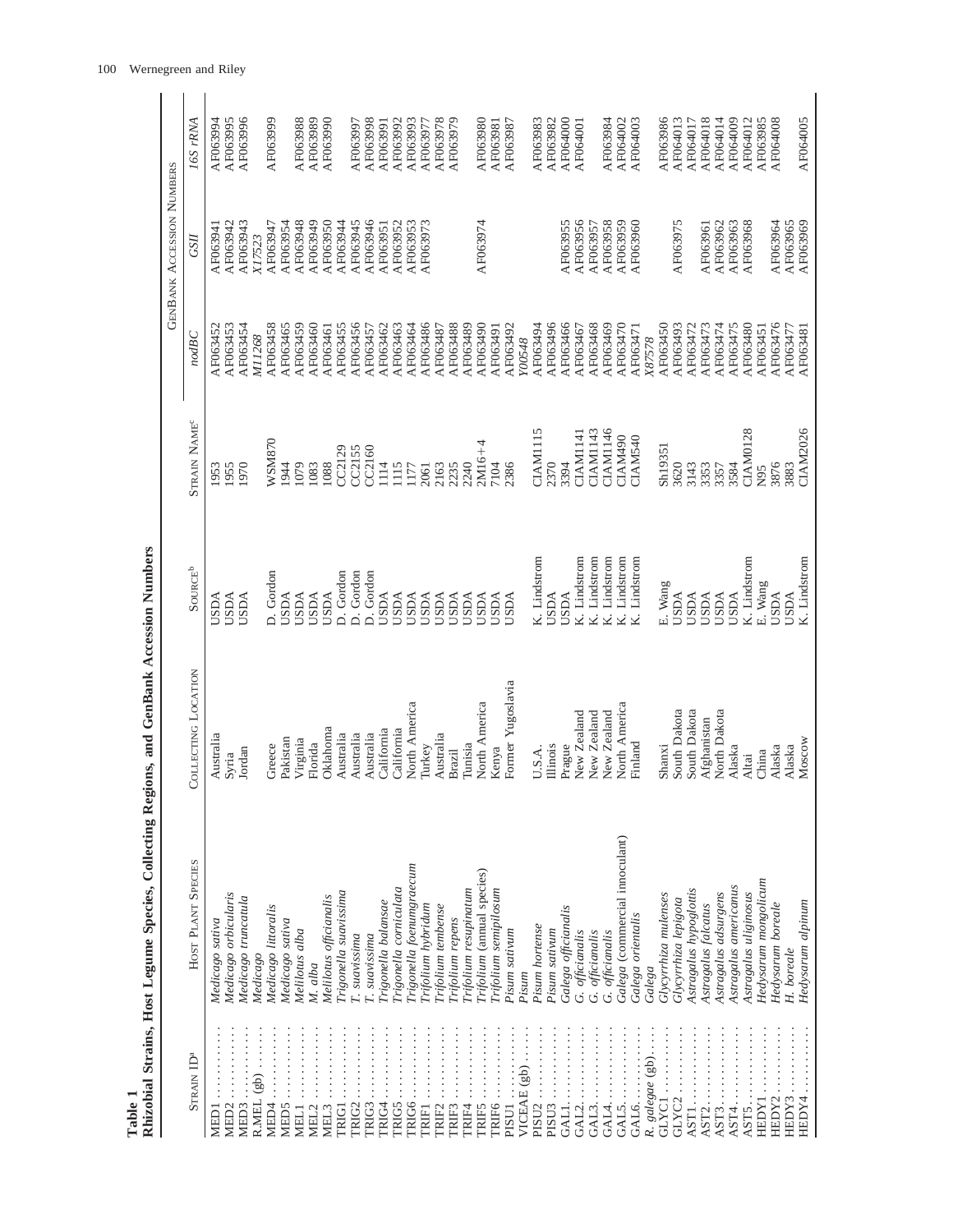**Table 1**
**Rhizobial Strains, Host Legume Species, Collecting Regions, and GenBank Accession Numbers**

| Strain ID[a] | Host Plant Species | Collecting Location | Source[b] | Strain Name[c] | GenBank Accession Numbers | | |
|---|---|---|---|---|---|---|---|
| | | | | | *nodBC* | *GSII* | *16S rRNA* |
| MED1 | *Medicago sativa* | Australia | USDA | 1953 | AF063452 | AF063941 | AF063994 |
| MED2 | *Medicago orbicularis* | Syria | USDA | 1955 | AF063453 | AF063942 | AF063995 |
| MED3 | *Medicago truncatula* | Jordan | USDA | 1970 | AF063454 | AF063943 | AF063996 |
| R.MEL (gb) | *Medicago* | | | | *M11268* | *X17523* | |
| MED4 | *Medicago littoralis* | Greece | D. Gordon | WSM870 | AF063458 | AF063947 | AF063999 |
| MED5 | *Medicago sativa* | Pakistan | USDA | 1944 | AF063465 | AF063954 | |
| MEL1 | *Melilotus alba* | Virginia | USDA | 1079 | AF063459 | AF063948 | AF063988 |
| MEL2 | *M. alba* | Florida | USDA | 1083 | AF063460 | AF063949 | AF063989 |
| MEL3 | *Melilotus officianalis* | Oklahoma | USDA | 1088 | AF063461 | AF063950 | AF063990 |
| TRIG1 | *Trigonella suavissima* | Australia | D. Gordon | CC2129 | AF063455 | AF063944 | |
| TRIG2 | *T. suavissima* | Australia | D. Gordon | CC2155 | AF063456 | AF063945 | AF063997 |
| TRIG3 | *T. suavissima* | Australia | D. Gordon | CC2160 | AF063457 | AF063946 | AF063998 |
| TRIG4 | *Trigonella balansae* | California | USDA | 1114 | AF063462 | AF063951 | AF063991 |
| TRIG5 | *Trigonella corniculata* | California | USDA | 1115 | AF063463 | AF063952 | AF063992 |
| TRIG6 | *Trigonella foenumgraecum* | North America | USDA | 1177 | AF063464 | AF063953 | AF063993 |
| TRIF1 | *Trifolium hybridum* | Turkey | USDA | 2061 | AF063486 | AF063973 | AF063977 |
| TRIF2 | *Trifolium tembense* | Australia | USDA | 2163 | AF063487 | | AF063978 |
| TRIF3 | *Trifolium repens* | Brazil | USDA | 2235 | AF063488 | | AF063979 |
| TRIF4 | *Trifolium resupinatum* | Tunisia | USDA | 2240 | AF063489 | | |
| TRIF5 | *Trifolium* (annual species) | North America | USDA | 2M16+4 | AF063490 | AF063974 | AF063980 |
| TRIF6 | *Trifolium semipilosum* | Kenya | USDA | 7104 | AF063491 | | AF063981 |
| PISU1 | *Pisum sativum* | Former Yugoslavia | USDA | 2386 | AF063492 | | AF063987 |
| VICEAE (gb) | *Pisum* | | | | *Y00548* | | |
| PISU2 | *Pisum hortense* | U.S.A. | K. Lindstrom | CIAM1115 | AF063494 | | AF063983 |
| PISU3 | *Pisum sativum* | Illinois | USDA | 2370 | AF063496 | | AF063982 |
| GAL1 | *Galega officianalis* | Prague | USDA | 3394 | AF063466 | AF063955 | AF064000 |
| GAL2 | *G. officianalis* | New Zealand | K. Lindstrom | CIAM1141 | AF063467 | AF063956 | AF064001 |
| GAL3 | *G. officianalis* | New Zealand | K. Lindstrom | CIAM1143 | AF063468 | AF063957 | |
| GAL4 | *G. officianalis* | New Zealand | K. Lindstrom | CIAM1146 | AF063469 | AF063958 | AF063984 |
| GAL5 | *Galega* (commercial inoculant) | North America | K. Lindstrom | CIAM490 | AF063470 | AF063959 | AF064002 |
| GAL6 | *Galega orientalis* | Finland | K. Lindstrom | CIAM540 | AF063471 | AF063960 | AF064003 |
| *R. galegae* (gb) | *Galega* | | | | *X87578* | | |
| GLYC1 | *Glycyrrhiza mulenses* | Shanxi | E. Wang | Sh19351 | AF063450 | | AF063986 |
| GLYC2 | *Glycyrrhiza lepigota* | South Dakota | USDA | 3620 | AF063493 | AF063975 | AF064013 |
| AST1 | *Astragalus hypoglottis* | South Dakota | USDA | 3143 | AF063472 | | AF064017 |
| AST2 | *Astragalus falcatus* | Afghanistan | USDA | 3353 | AF063473 | AF063961 | AF064018 |
| AST3 | *Astragalus adsurgens* | North Dakota | USDA | 3357 | AF063474 | AF063962 | AF064014 |
| AST4 | *Astragalus americanus* | Alaska | USDA | 3584 | AF063475 | AF063963 | AF064009 |
| AST5 | *Astragalus uliginosus* | Altai | K. Lindstrom | CIAM0128 | AF063480 | AF063968 | AF064012 |
| HEDY1 | *Hedysarum mongolicum* | China | E. Wang | N95 | AF063451 | | AF063985 |
| HEDY2 | *Hedysarum boreale* | Alaska | USDA | 3876 | AF063476 | AF063964 | AF064008 |
| HEDY3 | *H. boreale* | Alaska | USDA | 3883 | AF063477 | AF063965 | |
| HEDY4 | *Hedysarum alpinum* | Moscow | K. Lindstrom | CIAM2026 | AF063481 | AF063969 | AF064005 |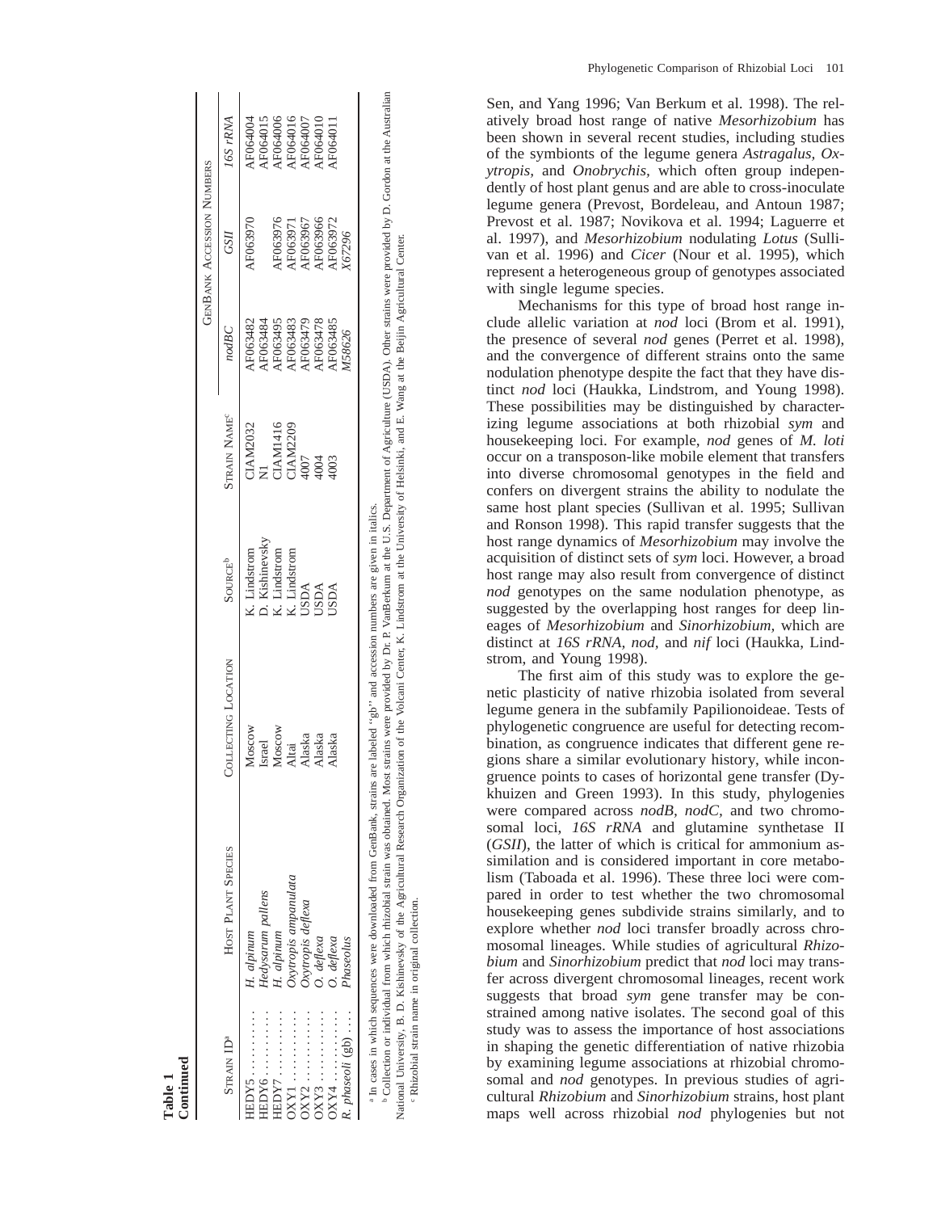**Table 1**
**Continued**

| Strain ID[a] | Host Plant Species | Collecting Location | Source[b] | Strain Name[c] | GenBank Accession Numbers | | |
|---|---|---|---|---|---|---|---|
| | | | | | *nodBC* | *GSII* | *16S rRNA* |
| HEDY5 . . . . . . . . . . | *H. alpinum* | Moscow | K. Lindstrom | CIAM2032 | AF063482 | AF063970 | AF064004 |
| HEDY6 . . . . . . . . . . | *Hedysarum pallens* | Israel | D. Kishinevsky | N1 | AF063484 | | AF064015 |
| HEDY7 . . . . . . . . . . | *H. alpinum* | Moscow | K. Lindstrom | CIAM1416 | AF063495 | AF063976 | AF064006 |
| OXY1 . . . . . . . . . . | *Oxytropis ampanulata* | Altai | K. Lindstrom | CIAM2209 | AF063483 | AF063971 | AF064016 |
| OXY2 . . . . . . . . . . | *Oxytropis deflexa* | Alaska | USDA | 4007 | AF063479 | AF063967 | AF064007 |
| OXY3 . . . . . . . . . . | *O. deflexa* | Alaska | USDA | 4004 | AF063478 | AF063966 | AF064010 |
| OXY4 . . . . . . . . . . | *O. deflexa* | Alaska | USDA | 4003 | AF063485 | AF063972 | AF064011 |
| *R. phaseoli* (gb) . . . . | *Phaseolus* | | | | *M58626* | *X67296* | |

[a] In cases in which sequences were downloaded from GenBank, strains are labeled "gb" and accession numbers are given in italics.

[b] Collection or individual from which rhizobial strain was obtained. Most strains were provided by Dr. P. VanBerkum at the U.S. Department of Agriculture (USDA). Other strains were provided by D. Gordon at the Australian National University, B. D. Kishinevsky of the Agricultural Research Organization of the Volcani Center, K. Lindstrom at the University of Helsinki, and E. Wang at the Beijin Agricultural Center.

[c] Rhizobial strain name in original collection.

Sen, and Yang 1996; Van Berkum et al. 1998). The relatively broad host range of native *Mesorhizobium* has been shown in several recent studies, including studies of the symbionts of the legume genera *Astragalus*, *Oxytropis*, and *Onobrychis*, which often group independently of host plant genus and are able to cross-inoculate legume genera (Prevost, Bordeleau, and Antoun 1987; Prevost et al. 1987; Novikova et al. 1994; Laguerre et al. 1997), and *Mesorhizobium* nodulating *Lotus* (Sullivan et al. 1996) and *Cicer* (Nour et al. 1995), which represent a heterogeneous group of genotypes associated with single legume species.

Mechanisms for this type of broad host range include allelic variation at *nod* loci (Brom et al. 1991), the presence of several *nod* genes (Perret et al. 1998), and the convergence of different strains onto the same nodulation phenotype despite the fact that they have distinct *nod* loci (Haukka, Lindstrom, and Young 1998). These possibilities may be distinguished by characterizing legume associations at both rhizobial *sym* and housekeeping loci. For example, *nod* genes of *M. loti* occur on a transposon-like mobile element that transfers into diverse chromosomal genotypes in the field and confers on divergent strains the ability to nodulate the same host plant species (Sullivan et al. 1995; Sullivan and Ronson 1998). This rapid transfer suggests that the host range dynamics of *Mesorhizobium* may involve the acquisition of distinct sets of *sym* loci. However, a broad host range may also result from convergence of distinct *nod* genotypes on the same nodulation phenotype, as suggested by the overlapping host ranges for deep lineages of *Mesorhizobium* and *Sinorhizobium*, which are distinct at *16S rRNA*, *nod*, and *nif* loci (Haukka, Lindstrom, and Young 1998).

The first aim of this study was to explore the genetic plasticity of native rhizobia isolated from several legume genera in the subfamily Papilionoideae. Tests of phylogenetic congruence are useful for detecting recombination, as congruence indicates that different gene regions share a similar evolutionary history, while incongruence points to cases of horizontal gene transfer (Dykhuizen and Green 1993). In this study, phylogenies were compared across *nodB*, *nodC*, and two chromosomal loci, *16S rRNA* and glutamine synthetase II (*GSII*), the latter of which is critical for ammonium assimilation and is considered important in core metabolism (Taboada et al. 1996). These three loci were compared in order to test whether the two chromosomal housekeeping genes subdivide strains similarly, and to explore whether *nod* loci transfer broadly across chromosomal lineages. While studies of agricultural *Rhizobium* and *Sinorhizobium* predict that *nod* loci may transfer across divergent chromosomal lineages, recent work suggests that broad *sym* gene transfer may be constrained among native isolates. The second goal of this study was to assess the importance of host associations in shaping the genetic differentiation of native rhizobia by examining legume associations at rhizobial chromosomal and *nod* genotypes. In previous studies of agricultural *Rhizobium* and *Sinorhizobium* strains, host plant maps well across rhizobial *nod* phylogenies but not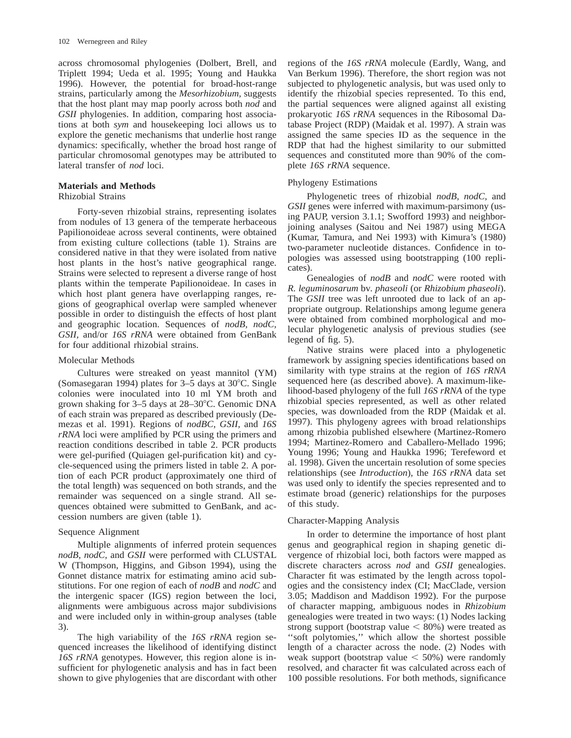across chromosomal phylogenies (Dolbert, Brell, and Triplett 1994; Ueda et al. 1995; Young and Haukka 1996). However, the potential for broad-host-range strains, particularly among the *Mesorhizobium,* suggests that the host plant may map poorly across both *nod* and *GSII* phylogenies. In addition, comparing host associations at both *sym* and housekeeping loci allows us to explore the genetic mechanisms that underlie host range dynamics: specifically, whether the broad host range of particular chromosomal genotypes may be attributed to lateral transfer of *nod* loci.

## Materials and Methods

### Rhizobial Strains

Forty-seven rhizobial strains, representing isolates from nodules of 13 genera of the temperate herbaceous Papilionoideae across several continents, were obtained from existing culture collections (table 1). Strains are considered native in that they were isolated from native host plants in the host's native geographical range. Strains were selected to represent a diverse range of host plants within the temperate Papilionoideae. In cases in which host plant genera have overlapping ranges, regions of geographical overlap were sampled whenever possible in order to distinguish the effects of host plant and geographic location. Sequences of *nodB, nodC, GSII,* and/or *16S rRNA* were obtained from GenBank for four additional rhizobial strains.

### Molecular Methods

Cultures were streaked on yeast mannitol (YM) (Somasegaran 1994) plates for 3–5 days at 30°C. Single colonies were inoculated into 10 ml YM broth and grown shaking for 3–5 days at 28–30°C. Genomic DNA of each strain was prepared as described previously (Demezas et al. 1991). Regions of *nodBC, GSII,* and *16S rRNA* loci were amplified by PCR using the primers and reaction conditions described in table 2. PCR products were gel-purified (Quiagen gel-purification kit) and cycle-sequenced using the primers listed in table 2. A portion of each PCR product (approximately one third of the total length) was sequenced on both strands, and the remainder was sequenced on a single strand. All sequences obtained were submitted to GenBank, and accession numbers are given (table 1).

### Sequence Alignment

Multiple alignments of inferred protein sequences *nodB, nodC,* and *GSII* were performed with CLUSTAL W (Thompson, Higgins, and Gibson 1994), using the Gonnet distance matrix for estimating amino acid substitutions. For one region of each of *nodB* and *nodC* and the intergenic spacer (IGS) region between the loci, alignments were ambiguous across major subdivisions and were included only in within-group analyses (table 3).

The high variability of the *16S rRNA* region sequenced increases the likelihood of identifying distinct *16S rRNA* genotypes. However, this region alone is insufficient for phylogenetic analysis and has in fact been shown to give phylogenies that are discordant with other regions of the *16S rRNA* molecule (Eardly, Wang, and Van Berkum 1996). Therefore, the short region was not subjected to phylogenetic analysis, but was used only to identify the rhizobial species represented. To this end, the partial sequences were aligned against all existing prokaryotic *16S rRNA* sequences in the Ribosomal Database Project (RDP) (Maidak et al. 1997). A strain was assigned the same species ID as the sequence in the RDP that had the highest similarity to our submitted sequences and constituted more than 90% of the complete *16S rRNA* sequence.

### Phylogeny Estimations

Phylogenetic trees of rhizobial *nodB, nodC,* and *GSII* genes were inferred with maximum-parsimony (using PAUP, version 3.1.1; Swofford 1993) and neighbor-joining analyses (Saitou and Nei 1987) using MEGA (Kumar, Tamura, and Nei 1993) with Kimura's (1980) two-parameter nucleotide distances. Confidence in topologies was assessed using bootstrapping (100 replicates).

Genealogies of *nodB* and *nodC* were rooted with *R. leguminosarum* bv. *phaseoli* (or *Rhizobium phaseoli*). The *GSII* tree was left unrooted due to lack of an appropriate outgroup. Relationships among legume genera were obtained from combined morphological and molecular phylogenetic analysis of previous studies (see legend of fig. 5).

Native strains were placed into a phylogenetic framework by assigning species identifications based on similarity with type strains at the region of *16S rRNA* sequenced here (as described above). A maximum-likelihood-based phylogeny of the full *16S rRNA* of the type rhizobial species represented, as well as other related species, was downloaded from the RDP (Maidak et al. 1997). This phylogeny agrees with broad relationships among rhizobia published elsewhere (Martinez-Romero 1994; Martinez-Romero and Caballero-Mellado 1996; Young 1996; Young and Haukka 1996; Terefeword et al. 1998). Given the uncertain resolution of some species relationships (see *Introduction*), the *16S rRNA* data set was used only to identify the species represented and to estimate broad (generic) relationships for the purposes of this study.

### Character-Mapping Analysis

In order to determine the importance of host plant genus and geographical region in shaping genetic divergence of rhizobial loci, both factors were mapped as discrete characters across *nod* and *GSII* genealogies. Character fit was estimated by the length across topologies and the consistency index (CI; MacClade, version 3.05; Maddison and Maddison 1992). For the purpose of character mapping, ambiguous nodes in *Rhizobium* genealogies were treated in two ways: (1) Nodes lacking strong support (bootstrap value < 80%) were treated as ''soft polytomies,'' which allow the shortest possible length of a character across the node. (2) Nodes with weak support (bootstrap value < 50%) were randomly resolved, and character fit was calculated across each of 100 possible resolutions. For both methods, significance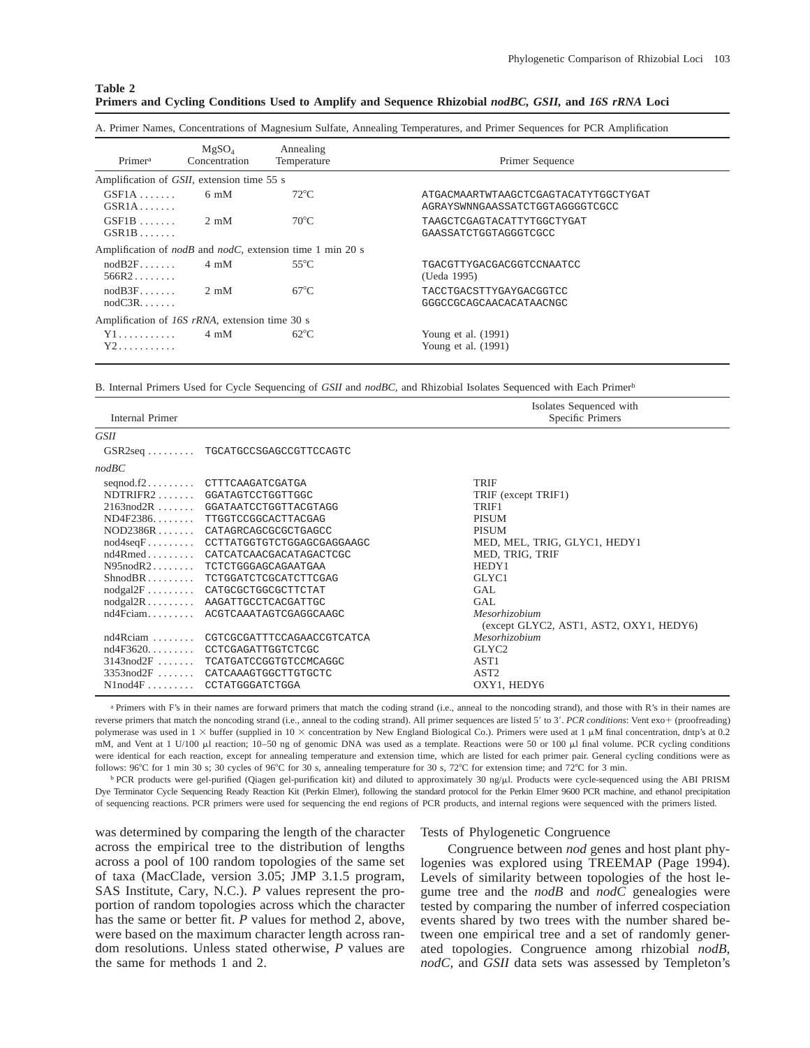**Table 2**
**Primers and Cycling Conditions Used to Amplify and Sequence Rhizobial *nodBC*, *GSII*, and *16S rRNA* Loci**

A. Primer Names, Concentrations of Magnesium Sulfate, Annealing Temperatures, and Primer Sequences for PCR Amplification

| Primer[a] | $MgSO_4$ Concentration | Annealing Temperature | Primer Sequence |
|---|---|---|---|
| Amplification of *GSII*, extension time 55 s | | | |
| GSF1A ....... | 6 mM | 72°C | ATGACMAARTWTAAGCTCGAGTACATYTGGCTYGAT |
| GSR1A ....... | | | AGRAYSWNNGAASSATCTGGTAGGGGTCGCC |
| GSF1B ....... | 2 mM | 70°C | TAAGCTCGAGTACATTYTGGCTYGAT |
| GSR1B ....... | | | GAASSATCTGGTAGGGTCGCC |
| Amplification of *nodB* and *nodC*, extension time 1 min 20 s | | | |
| nodB2F....... | 4 mM | 55°C | TGACGTTYGACGACGGTCCNAATCC |
| 566R2........ | | | (Ueda 1995) |
| nodB3F....... | 2 mM | 67°C | TACCTGACSTTYGAYGACGGTCC |
| nodC3R....... | | | GGGCCGCAGCAACACATAACNGC |
| Amplification of *16S rRNA*, extension time 30 s | | | |
| Y1........... | 4 mM | 62°C | Young et al. (1991) |
| Y2........... | | | Young et al. (1991) |

B. Internal Primers Used for Cycle Sequencing of *GSII* and *nodBC*, and Rhizobial Isolates Sequenced with Each Primer[b]

| Internal Primer | | Isolates Sequenced with Specific Primers |
|---|---|---|
| *GSII* | | |
| GSR2seq ......... | TGCATGCCSGAGCCGTTCCAGTC | |
| *nodBC* | | |
| seqnod.f2......... | CTTTCAAGATCGATGA | TRIF |
| NDTRIFR2....... | GGATAGTCCTGGTTGGC | TRIF (except TRIF1) |
| 2163nod2R ....... | GGATAATCCTGGTTACGTAGG | TRIF1 |
| ND4F2386........ | TTGGTCCGGCACTTACGAG | PISUM |
| NOD2386R....... | CATAGRCAGCGCGCTGAGCC | PISUM |
| nod4seqF......... | CCTTATGGTGTCTGGAGCGAGGAAGC | MED, MEL, TRIG, GLYC1, HEDY1 |
| nd4Rmed......... | CATCATCAACGACATAGACTCGC | MED, TRIG, TRIF |
| N95nodR2........ | TCTCTGGGAGCAGAATGAA | HEDY1 |
| ShnodBR......... | TCTGGATCTCGCATCTTCGAG | GLYC1 |
| nodgal2F ......... | CATGCGCTGGCGCTTCTAT | GAL |
| nodgal2R......... | AAGATTGCCTCACGATTGC | GAL |
| nd4Fciam......... | ACGTCAAATAGTCGAGGCAAGC | *Mesorhizobium* (except GLYC2, AST1, AST2, OXY1, HEDY6) |
| nd4Rciam ........ | CGTCGCGATTTCCAGAACCGTCATCA | *Mesorhizobium* |
| nd4F3620......... | CCTCGAGATTGGTCTCGC | GLYC2 |
| 3143nod2F ....... | TCATGATCCGGTGTCCMCAGGC | AST1 |
| 3353nod2F ....... | CATCAAAGTGGCTTGTGCTC | AST2 |
| N1nod4F ......... | CCTATGGGATCTGGA | OXY1, HEDY6 |

[a] Primers with F's in their names are forward primers that match the coding strand (i.e., anneal to the noncoding strand), and those with R's in their names are reverse primers that match the noncoding strand (i.e., anneal to the coding strand). All primer sequences are listed 5′ to 3′. *PCR conditions*: Vent exo+ (proofreading) polymerase was used in 1 × buffer (supplied in 10 × concentration by New England Biological Co.). Primers were used at 1 μM final concentration, dntp's at 0.2 mM, and Vent at 1 U/100 μl reaction; 10–50 ng of genomic DNA was used as a template. Reactions were 50 or 100 μl final volume. PCR cycling conditions were identical for each reaction, except for annealing temperature and extension time, which are listed for each primer pair. General cycling conditions were as follows: 96°C for 1 min 30 s; 30 cycles of 96°C for 30 s, annealing temperature for 30 s, 72°C for extension time; and 72°C for 3 min.

[b] PCR products were gel-purified (Qiagen gel-purification kit) and diluted to approximately 30 ng/μl. Products were cycle-sequenced using the ABI PRISM Dye Terminator Cycle Sequencing Ready Reaction Kit (Perkin Elmer), following the standard protocol for the Perkin Elmer 9600 PCR machine, and ethanol precipitation of sequencing reactions. PCR primers were used for sequencing the end regions of PCR products, and internal regions were sequenced with the primers listed.

was determined by comparing the length of the character across the empirical tree to the distribution of lengths across a pool of 100 random topologies of the same set of taxa (MacClade, version 3.05; JMP 3.1.5 program, SAS Institute, Cary, N.C.). *P* values represent the proportion of random topologies across which the character has the same or better fit. *P* values for method 2, above, were based on the maximum character length across random resolutions. Unless stated otherwise, *P* values are the same for methods 1 and 2.

### Tests of Phylogenetic Congruence

Congruence between *nod* genes and host plant phylogenies was explored using TREEMAP (Page 1994). Levels of similarity between topologies of the host legume tree and the *nodB* and *nodC* genealogies were tested by comparing the number of inferred cospeciation events shared by two trees with the number shared between one empirical tree and a set of randomly generated topologies. Congruence among rhizobial *nodB*, *nodC*, and *GSII* data sets was assessed by Templeton's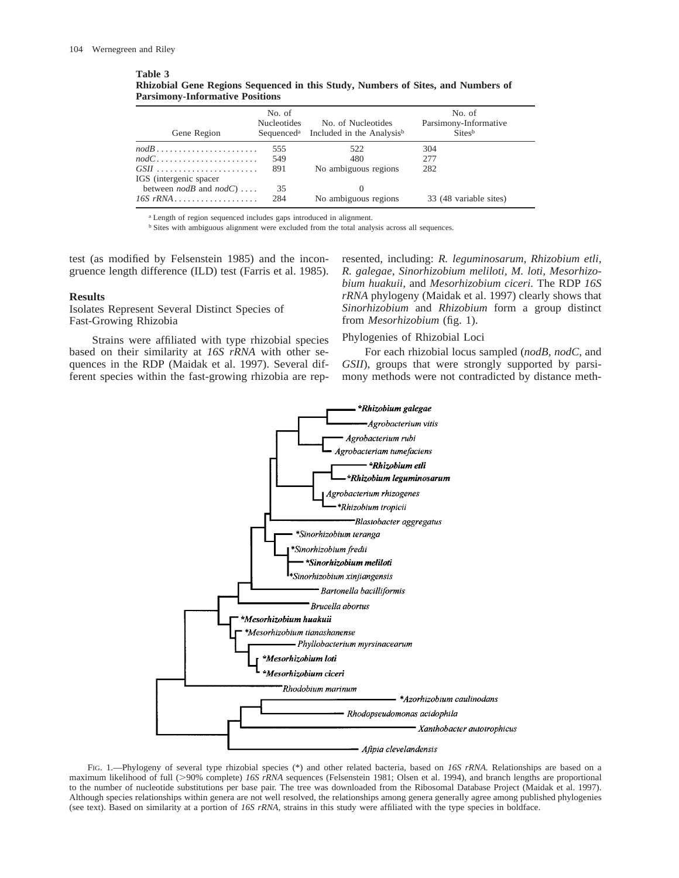**Table 3**
**Rhizobial Gene Regions Sequenced in this Study, Numbers of Sites, and Numbers of Parsimony-Informative Positions**

| Gene Region | No. of Nucleotides Sequenced[a] | No. of Nucleotides Included in the Analysis[b] | No. of Parsimony-Informative Sites[b] |
|---|---|---|---|
| *nodB* | 555 | 522 | 304 |
| *nodC* | 549 | 480 | 277 |
| *GSII* | 891 | No ambiguous regions | 282 |
| IGS (intergenic spacer between *nodB* and *nodC*) | 35 | 0 | |
| *16S rRNA* | 284 | No ambiguous regions | 33 (48 variable sites) |

[a] Length of region sequenced includes gaps introduced in alignment.

[b] Sites with ambiguous alignment were excluded from the total analysis across all sequences.

test (as modified by Felsenstein 1985) and the incongruence length difference (ILD) test (Farris et al. 1985).

## Results

### Isolates Represent Several Distinct Species of Fast-Growing Rhizobia

Strains were affiliated with type rhizobial species based on their similarity at *16S rRNA* with other sequences in the RDP (Maidak et al. 1997). Several different species within the fast-growing rhizobia are represented, including: *R. leguminosarum*, *Rhizobium etli*, *R. galegae*, *Sinorhizobium meliloti*, *M. loti*, *Mesorhizobium huakuii*, and *Mesorhizobium ciceri*. The RDP *16S rRNA* phylogeny (Maidak et al. 1997) clearly shows that *Sinorhizobium* and *Rhizobium* form a group distinct from *Mesorhizobium* (fig. 1).

### Phylogenies of Rhizobial Loci

For each rhizobial locus sampled (*nodB*, *nodC*, and *GSII*), groups that were strongly supported by parsimony methods were not contradicted by distance meth-

FIG. 1.—Phylogeny of several type rhizobial species (*) and other related bacteria, based on *16S rRNA*. Relationships are based on a maximum likelihood of full (>90% complete) *16S rRNA* sequences (Felsenstein 1981; Olsen et al. 1994), and branch lengths are proportional to the number of nucleotide substitutions per base pair. The tree was downloaded from the Ribosomal Database Project (Maidak et al. 1997). Although species relationships within genera are not well resolved, the relationships among genera generally agree among published phylogenies (see text). Based on similarity at a portion of *16S rRNA*, strains in this study were affiliated with the type species in boldface.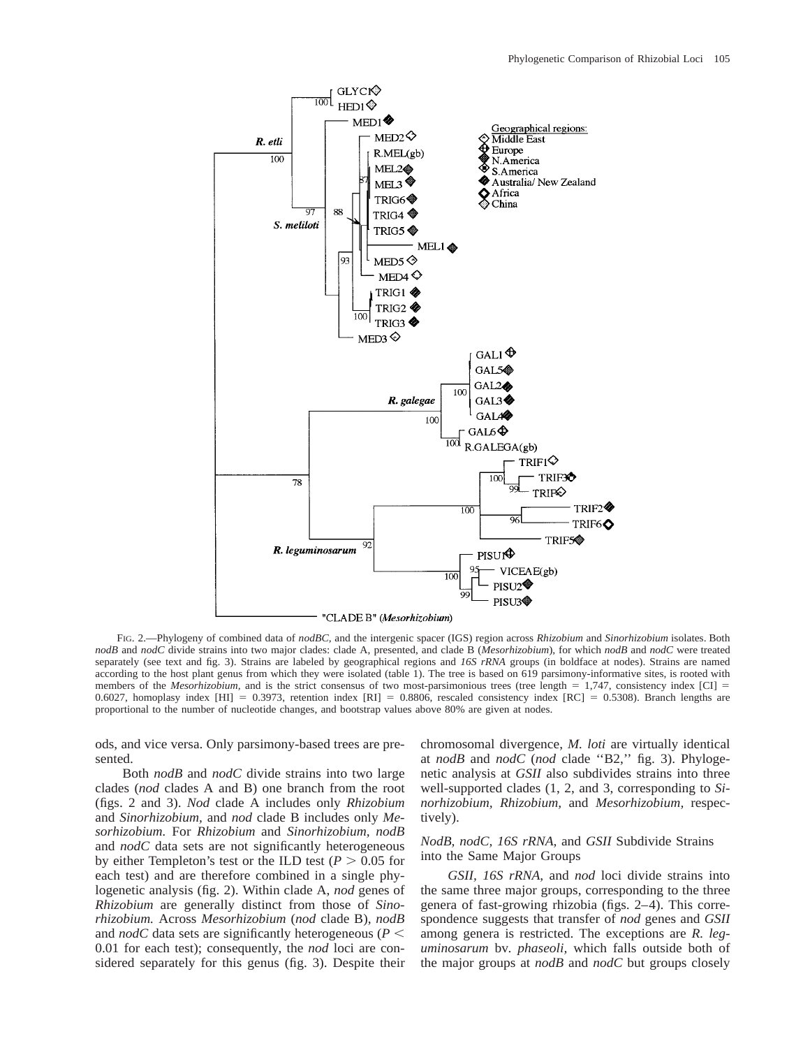FIG. 2.—Phylogeny of combined data of *nodBC*, and the intergenic spacer (IGS) region across *Rhizobium* and *Sinorhizobium* isolates. Both *nodB* and *nodC* divide strains into two major clades: clade A, presented, and clade B (*Mesorhizobium*), for which *nodB* and *nodC* were treated separately (see text and fig. 3). Strains are labeled by geographical regions and *16S rRNA* groups (in boldface at nodes). Strains are named according to the host plant genus from which they were isolated (table 1). The tree is based on 619 parsimony-informative sites, is rooted with members of the *Mesorhizobium*, and is the strict consensus of two most-parsimonious trees (tree length = 1,747, consistency index [CI] = 0.6027, homoplasy index [HI] = 0.3973, retention index [RI] = 0.8806, rescaled consistency index [RC] = 0.5308). Branch lengths are proportional to the number of nucleotide changes, and bootstrap values above 80% are given at nodes.

ods, and vice versa. Only parsimony-based trees are presented.

Both *nodB* and *nodC* divide strains into two large clades (*nod* clades A and B) one branch from the root (figs. 2 and 3). *Nod* clade A includes only *Rhizobium* and *Sinorhizobium,* and *nod* clade B includes only *Mesorhizobium.* For *Rhizobium* and *Sinorhizobium, nodB* and *nodC* data sets are not significantly heterogeneous by either Templeton's test or the ILD test ($P > 0.05$ for each test) and are therefore combined in a single phylogenetic analysis (fig. 2). Within clade A, *nod* genes of *Rhizobium* are generally distinct from those of *Sinorhizobium.* Across *Mesorhizobium* (*nod* clade B), *nodB* and *nodC* data sets are significantly heterogeneous ($P < 0.01$ for each test); consequently, the *nod* loci are considered separately for this genus (fig. 3). Despite their chromosomal divergence, *M. loti* are virtually identical at *nodB* and *nodC* (*nod* clade "B2," fig. 3). Phylogenetic analysis at *GSII* also subdivides strains into three well-supported clades (1, 2, and 3, corresponding to *Sinorhizobium, Rhizobium,* and *Mesorhizobium,* respectively).

### *NodB, nodC, 16S rRNA,* and *GSII* Subdivide Strains into the Same Major Groups

*GSII, 16S rRNA,* and *nod* loci divide strains into the same three major groups, corresponding to the three genera of fast-growing rhizobia (figs. 2–4). This correspondence suggests that transfer of *nod* genes and *GSII* among genera is restricted. The exceptions are *R. leguminosarum* bv. *phaseoli,* which falls outside both of the major groups at *nodB* and *nodC* but groups closely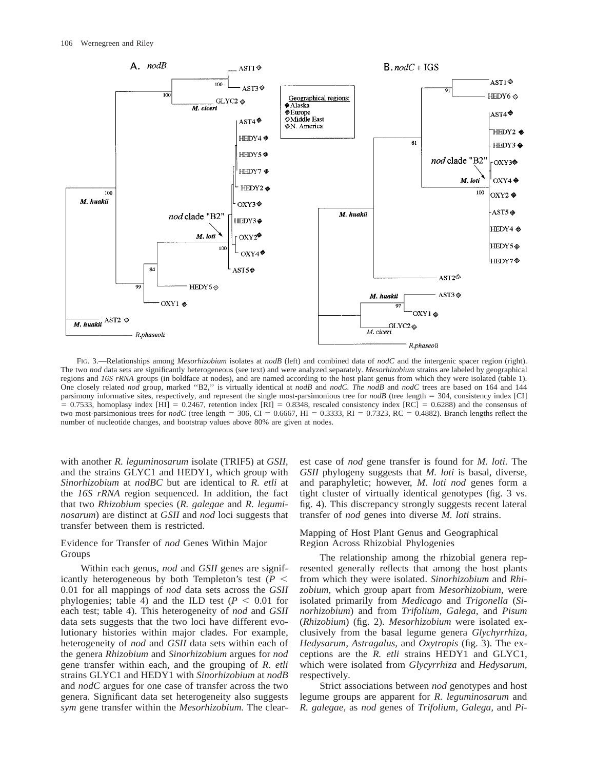FIG. 3.—Relationships among *Mesorhizobium* isolates at *nodB* (left) and combined data of *nodC* and the intergenic spacer region (right). The two *nod* data sets are significantly heterogeneous (see text) and were analyzed separately. *Mesorhizobium* strains are labeled by geographical regions and *16S rRNA* groups (in boldface at nodes), and are named according to the host plant genus from which they were isolated (table 1). One closely related *nod* group, marked ''B2,'' is virtually identical at *nodB* and *nodC. The nodB* and *nodC* trees are based on 164 and 144 parsimony informative sites, respectively, and represent the single most-parsimonious tree for *nodB* (tree length = 304, consistency index [CI] = 0.7533, homoplasy index [HI] = 0.2467, retention index [RI] = 0.8348, rescaled consistency index [RC] = 0.6288) and the consensus of two most-parsimonious trees for *nodC* (tree length = 306, CI = 0.6667, HI = 0.3333, RI = 0.7323, RC = 0.4882). Branch lengths reflect the number of nucleotide changes, and bootstrap values above 80% are given at nodes.

with another *R. leguminosarum* isolate (TRIF5) at *GSII*, and the strains GLYC1 and HEDY1, which group with *Sinorhizobium* at *nodBC* but are identical to *R. etli* at the *16S rRNA* region sequenced. In addition, the fact that two *Rhizobium* species (*R. galegae* and *R. leguminosarum*) are distinct at *GSII* and *nod* loci suggests that transfer between them is restricted.

## Evidence for Transfer of *nod* Genes Within Major Groups

Within each genus, *nod* and *GSII* genes are significantly heterogeneous by both Templeton's test ($P < 0.01$ for all mappings of *nod* data sets across the *GSII* phylogenies; table 4) and the ILD test ($P < 0.01$ for each test; table 4). This heterogeneity of *nod* and *GSII* data sets suggests that the two loci have different evolutionary histories within major clades. For example, heterogeneity of *nod* and *GSII* data sets within each of the genera *Rhizobium* and *Sinorhizobium* argues for *nod* gene transfer within each, and the grouping of *R. etli* strains GLYC1 and HEDY1 with *Sinorhizobium* at *nodB* and *nodC* argues for one case of transfer across the two genera. Significant data set heterogeneity also suggests *sym* gene transfer within the *Mesorhizobium.* The clearest case of *nod* gene transfer is found for *M. loti.* The *GSII* phylogeny suggests that *M. loti* is basal, diverse, and paraphyletic; however, *M. loti nod* genes form a tight cluster of virtually identical genotypes (fig. 3 vs. fig. 4). This discrepancy strongly suggests recent lateral transfer of *nod* genes into diverse *M. loti* strains.

## Mapping of Host Plant Genus and Geographical Region Across Rhizobial Phylogenies

The relationship among the rhizobial genera represented generally reflects that among the host plants from which they were isolated. *Sinorhizobium* and *Rhizobium,* which group apart from *Mesorhizobium,* were isolated primarily from *Medicago* and *Trigonella* (*Sinorhizobium*) and from *Trifolium, Galega,* and *Pisum* (*Rhizobium*) (fig. 2). *Mesorhizobium* were isolated exclusively from the basal legume genera *Glychyrrhiza, Hedysarum, Astragalus,* and *Oxytropis* (fig. 3). The exceptions are the *R. etli* strains HEDY1 and GLYC1, which were isolated from *Glycyrrhiza* and *Hedysarum,* respectively.

Strict associations between *nod* genotypes and host legume groups are apparent for *R. leguminosarum* and *R. galegae,* as *nod* genes of *Trifolium, Galega,* and *Pi-*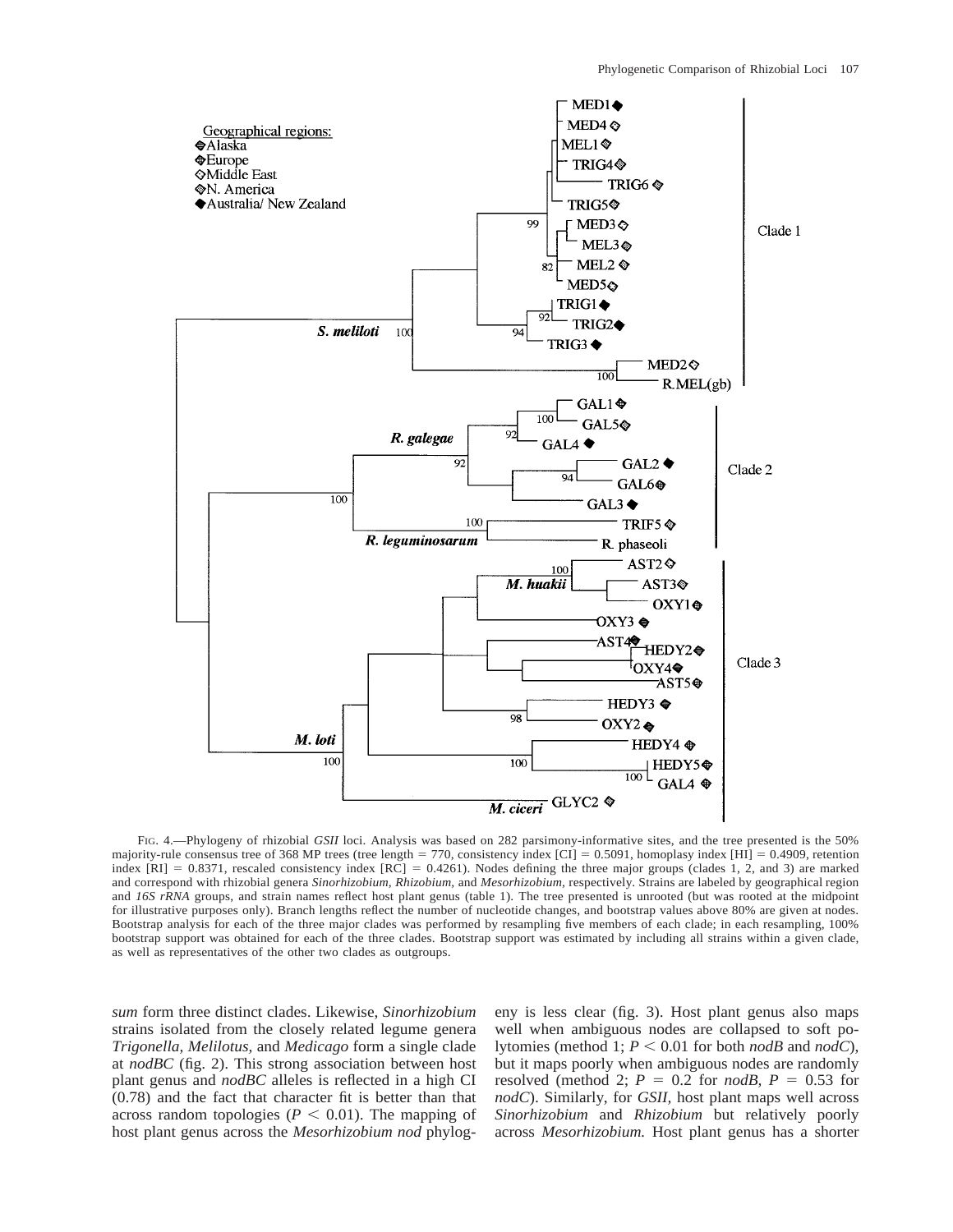FIG. 4.—Phylogeny of rhizobial *GSII* loci. Analysis was based on 282 parsimony-informative sites, and the tree presented is the 50% majority-rule consensus tree of 368 MP trees (tree length = 770, consistency index [CI] = 0.5091, homoplasy index [HI] = 0.4909, retention index [RI] = 0.8371, rescaled consistency index [RC] = 0.4261). Nodes defining the three major groups (clades 1, 2, and 3) are marked and correspond with rhizobial genera *Sinorhizobium, Rhizobium,* and *Mesorhizobium,* respectively. Strains are labeled by geographical region and *16S rRNA* groups, and strain names reflect host plant genus (table 1). The tree presented is unrooted (but was rooted at the midpoint for illustrative purposes only). Branch lengths reflect the number of nucleotide changes, and bootstrap values above 80% are given at nodes. Bootstrap analysis for each of the three major clades was performed by resampling five members of each clade; in each resampling, 100% bootstrap support was obtained for each of the three clades. Bootstrap support was estimated by including all strains within a given clade, as well as representatives of the other two clades as outgroups.

*sum* form three distinct clades. Likewise, *Sinorhizobium* strains isolated from the closely related legume genera *Trigonella, Melilotus,* and *Medicago* form a single clade at *nodBC* (fig. 2). This strong association between host plant genus and *nodBC* alleles is reflected in a high CI (0.78) and the fact that character fit is better than that across random topologies ($P < 0.01$). The mapping of host plant genus across the *Mesorhizobium nod* phylogeny is less clear (fig. 3). Host plant genus also maps well when ambiguous nodes are collapsed to soft polytomies (method 1; $P < 0.01$ for both *nodB* and *nodC*), but it maps poorly when ambiguous nodes are randomly resolved (method 2; $P = 0.2$ for *nodB*, $P = 0.53$ for *nodC*). Similarly, for *GSII,* host plant maps well across *Sinorhizobium* and *Rhizobium* but relatively poorly across *Mesorhizobium.* Host plant genus has a shorter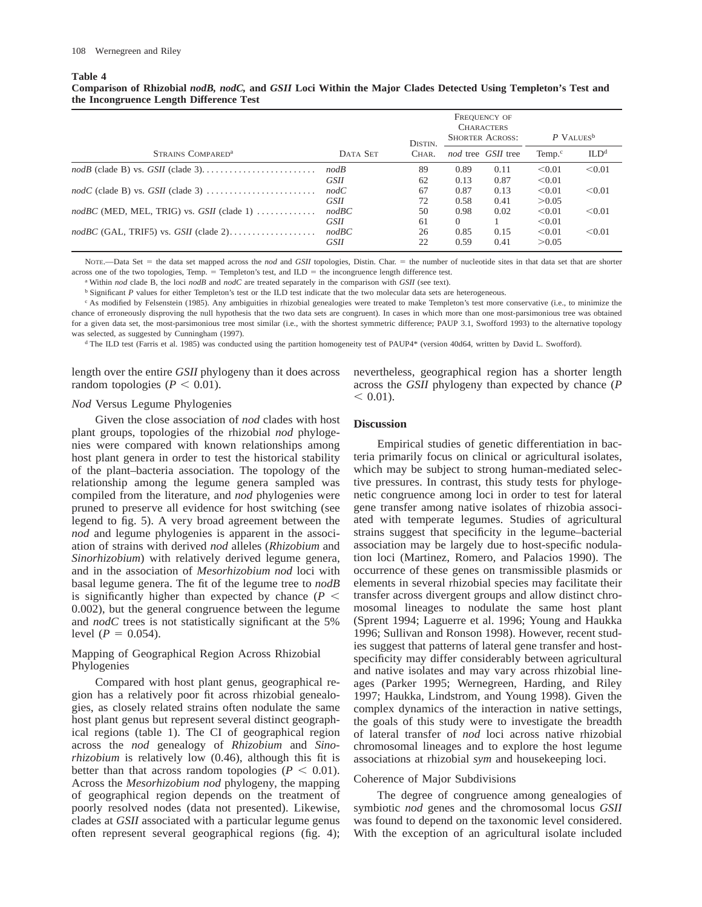**Table 4**
**Comparison of Rhizobial *nodB*, *nodC*, and *GSII* Loci Within the Major Clades Detected Using Templeton's Test and the Incongruence Length Difference Test**

| Strains Compared[a] | Data Set | Distin. Char. | Frequency of Characters Shorter Across: | | P Values[b] | |
|---|---|---|---|---|---|---|
| | | | *nod* tree | *GSII* tree | Temp.[c] | ILD[d] |
| *nodB* (clade B) vs. *GSII* (clade 3) | *nodB* | 89 | 0.89 | 0.11 | <0.01 | <0.01 |
| | *GSII* | 62 | 0.13 | 0.87 | <0.01 | |
| *nodC* (clade B) vs. *GSII* (clade 3) | *nodC* | 67 | 0.87 | 0.13 | <0.01 | <0.01 |
| | *GSII* | 72 | 0.58 | 0.41 | >0.05 | |
| *nodBC* (MED, MEL, TRIG) vs. *GSII* (clade 1) | *nodBC* | 50 | 0.98 | 0.02 | <0.01 | <0.01 |
| | *GSII* | 61 | 0 | 1 | <0.01 | |
| *nodBC* (GAL, TRIF5) vs. *GSII* (clade 2) | *nodBC* | 26 | 0.85 | 0.15 | <0.01 | <0.01 |
| | *GSII* | 22 | 0.59 | 0.41 | >0.05 | |

Note.—Data Set = the data set mapped across the *nod* and *GSII* topologies, Distin. Char. = the number of nucleotide sites in that data set that are shorter across one of the two topologies, Temp. = Templeton's test, and ILD = the incongruence length difference test.

[a] Within *nod* clade B, the loci *nodB* and *nodC* are treated separately in the comparison with *GSII* (see text).

[b] Significant *P* values for either Templeton's test or the ILD test indicate that the two molecular data sets are heterogeneous.

[c] As modified by Felsenstein (1985). Any ambiguities in rhizobial genealogies were treated to make Templeton's test more conservative (i.e., to minimize the chance of erroneously disproving the null hypothesis that the two data sets are congruent). In cases in which more than one most-parsimonious tree was obtained for a given data set, the most-parsimonious tree most similar (i.e., with the shortest symmetric difference; PAUP 3.1, Swofford 1993) to the alternative topology was selected, as suggested by Cunningham (1997).

[d] The ILD test (Farris et al. 1985) was conducted using the partition homogeneity test of PAUP4* (version 40d64, written by David L. Swofford).

length over the entire *GSII* phylogeny than it does across random topologies ($P < 0.01$).

### *Nod* Versus Legume Phylogenies

Given the close association of *nod* clades with host plant groups, topologies of the rhizobial *nod* phylogenies were compared with known relationships among host plant genera in order to test the historical stability of the plant–bacteria association. The topology of the relationship among the legume genera sampled was compiled from the literature, and *nod* phylogenies were pruned to preserve all evidence for host switching (see legend to fig. 5). A very broad agreement between the *nod* and legume phylogenies is apparent in the association of strains with derived *nod* alleles (*Rhizobium* and *Sinorhizobium*) with relatively derived legume genera, and in the association of *Mesorhizobium nod* loci with basal legume genera. The fit of the legume tree to *nodB* is significantly higher than expected by chance ($P < 0.002$), but the general congruence between the legume and *nodC* trees is not statistically significant at the 5% level ($P = 0.054$).

### Mapping of Geographical Region Across Rhizobial Phylogenies

Compared with host plant genus, geographical region has a relatively poor fit across rhizobial genealogies, as closely related strains often nodulate the same host plant genus but represent several distinct geographical regions (table 1). The CI of geographical region across the *nod* genealogy of *Rhizobium* and *Sinorhizobium* is relatively low (0.46), although this fit is better than that across random topologies ($P < 0.01$). Across the *Mesorhizobium nod* phylogeny, the mapping of geographical region depends on the treatment of poorly resolved nodes (data not presented). Likewise, clades at *GSII* associated with a particular legume genus often represent several geographical regions (fig. 4); nevertheless, geographical region has a shorter length across the *GSII* phylogeny than expected by chance ($P < 0.01$).

## Discussion

Empirical studies of genetic differentiation in bacteria primarily focus on clinical or agricultural isolates, which may be subject to strong human-mediated selective pressures. In contrast, this study tests for phylogenetic congruence among loci in order to test for lateral gene transfer among native isolates of rhizobia associated with temperate legumes. Studies of agricultural strains suggest that specificity in the legume–bacterial association may be largely due to host-specific nodulation loci (Martinez, Romero, and Palacios 1990). The occurrence of these genes on transmissible plasmids or elements in several rhizobial species may facilitate their transfer across divergent groups and allow distinct chromosomal lineages to nodulate the same host plant (Sprent 1994; Laguerre et al. 1996; Young and Haukka 1996; Sullivan and Ronson 1998). However, recent studies suggest that patterns of lateral gene transfer and host-specificity may differ considerably between agricultural and native isolates and may vary across rhizobial lineages (Parker 1995; Wernegreen, Harding, and Riley 1997; Haukka, Lindstrom, and Young 1998). Given the complex dynamics of the interaction in native settings, the goals of this study were to investigate the breadth of lateral transfer of *nod* loci across native rhizobial chromosomal lineages and to explore the host legume associations at rhizobial *sym* and housekeeping loci.

### Coherence of Major Subdivisions

The degree of congruence among genealogies of symbiotic *nod* genes and the chromosomal locus *GSII* was found to depend on the taxonomic level considered. With the exception of an agricultural isolate included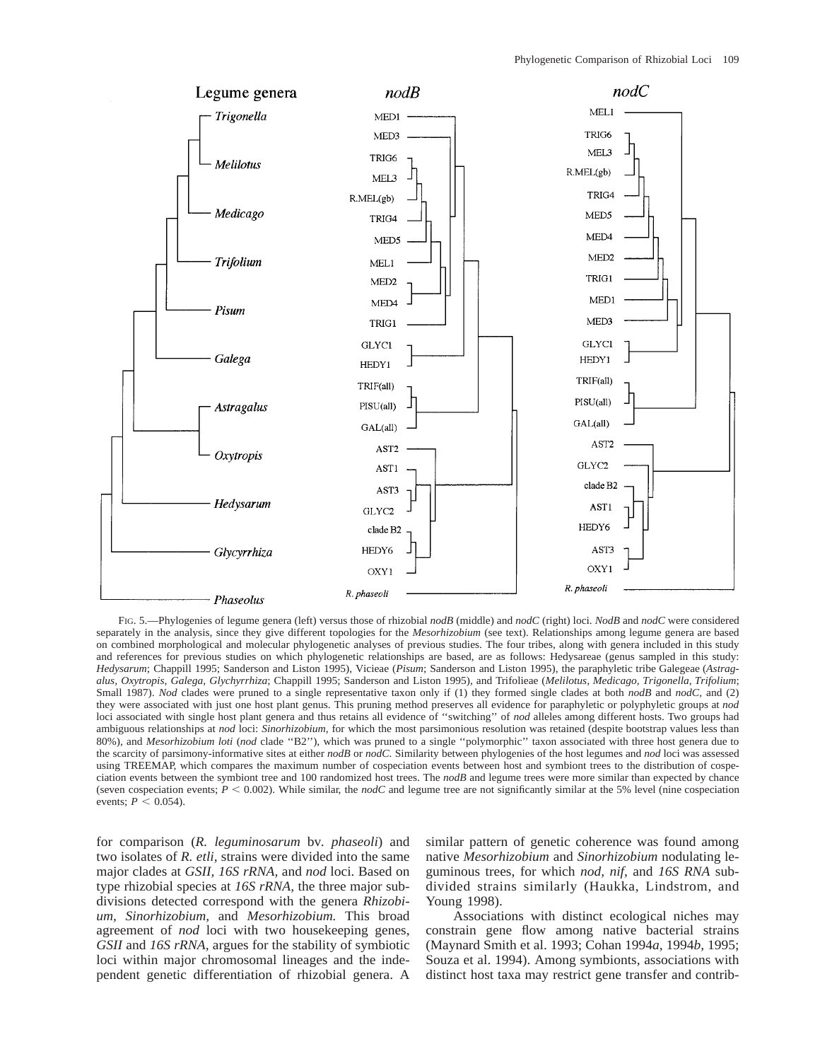Fig. 5.—Phylogenies of legume genera (left) versus those of rhizobial *nodB* (middle) and *nodC* (right) loci. *NodB* and *nodC* were considered separately in the analysis, since they give different topologies for the *Mesorhizobium* (see text). Relationships among legume genera are based on combined morphological and molecular phylogenetic analyses of previous studies. The four tribes, along with genera included in this study and references for previous studies on which phylogenetic relationships are based, are as follows: Hedysareae (genus sampled in this study: *Hedysarum*; Chappill 1995; Sanderson and Liston 1995), Vicieae (*Pisum*; Sanderson and Liston 1995), the paraphyletic tribe Galegeae (*Astragalus, Oxytropis, Galega, Glychyrrhiza*; Chappill 1995; Sanderson and Liston 1995), and Trifolieae (*Melilotus, Medicago, Trigonella, Trifolium*; Small 1987). *Nod* clades were pruned to a single representative taxon only if (1) they formed single clades at both *nodB* and *nodC,* and (2) they were associated with just one host plant genus. This pruning method preserves all evidence for paraphyletic or polyphyletic groups at *nod* loci associated with single host plant genera and thus retains all evidence of ''switching'' of *nod* alleles among different hosts. Two groups had ambiguous relationships at *nod* loci: *Sinorhizobium,* for which the most parsimonious resolution was retained (despite bootstrap values less than 80%), and *Mesorhizobium loti* (*nod* clade ''B2''), which was pruned to a single ''polymorphic'' taxon associated with three host genera due to the scarcity of parsimony-informative sites at either *nodB* or *nodC.* Similarity between phylogenies of the host legumes and *nod* loci was assessed using TREEMAP, which compares the maximum number of cospeciation events between host and symbiont trees to the distribution of cospeciation events between the symbiont tree and 100 randomized host trees. The *nodB* and legume trees were more similar than expected by chance (seven cospeciation events; $P < 0.002$). While similar, the *nodC* and legume tree are not significantly similar at the 5% level (nine cospeciation events; $P < 0.054$).

for comparison (*R. leguminosarum* bv. *phaseoli*) and two isolates of *R. etli,* strains were divided into the same major clades at *GSII, 16S rRNA,* and *nod* loci. Based on type rhizobial species at *16S rRNA,* the three major subdivisions detected correspond with the genera *Rhizobium, Sinorhizobium,* and *Mesorhizobium.* This broad agreement of *nod* loci with two housekeeping genes, *GSII* and *16S rRNA,* argues for the stability of symbiotic loci within major chromosomal lineages and the independent genetic differentiation of rhizobial genera. A similar pattern of genetic coherence was found among native *Mesorhizobium* and *Sinorhizobium* nodulating leguminous trees, for which *nod, nif,* and *16S RNA* subdivided strains similarly (Haukka, Lindstrom, and Young 1998).

Associations with distinct ecological niches may constrain gene flow among native bacterial strains (Maynard Smith et al. 1993; Cohan 1994*a,* 1994*b,* 1995; Souza et al. 1994). Among symbionts, associations with distinct host taxa may restrict gene transfer and contrib-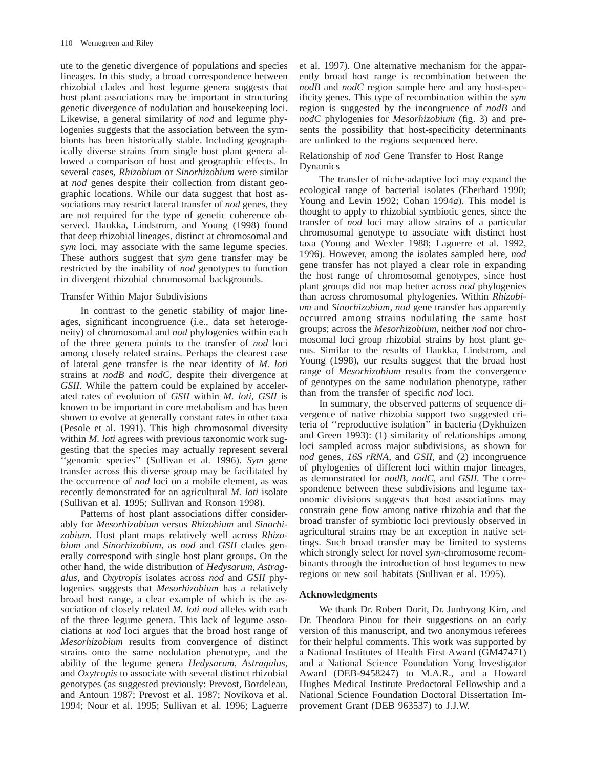ute to the genetic divergence of populations and species lineages. In this study, a broad correspondence between rhizobial clades and host legume genera suggests that host plant associations may be important in structuring genetic divergence of nodulation and housekeeping loci. Likewise, a general similarity of *nod* and legume phylogenies suggests that the association between the symbionts has been historically stable. Including geographically diverse strains from single host plant genera allowed a comparison of host and geographic effects. In several cases, *Rhizobium* or *Sinorhizobium* were similar at *nod* genes despite their collection from distant geographic locations. While our data suggest that host associations may restrict lateral transfer of *nod* genes, they are not required for the type of genetic coherence observed. Haukka, Lindstrom, and Young (1998) found that deep rhizobial lineages, distinct at chromosomal and *sym* loci, may associate with the same legume species. These authors suggest that *sym* gene transfer may be restricted by the inability of *nod* genotypes to function in divergent rhizobial chromosomal backgrounds.

### Transfer Within Major Subdivisions

In contrast to the genetic stability of major lineages, significant incongruence (i.e., data set heterogeneity) of chromosomal and *nod* phylogenies within each of the three genera points to the transfer of *nod* loci among closely related strains. Perhaps the clearest case of lateral gene transfer is the near identity of *M. loti* strains at *nodB* and *nodC*, despite their divergence at *GSII*. While the pattern could be explained by accelerated rates of evolution of *GSII* within *M. loti*, *GSII* is known to be important in core metabolism and has been shown to evolve at generally constant rates in other taxa (Pesole et al. 1991). This high chromosomal diversity within *M. loti* agrees with previous taxonomic work suggesting that the species may actually represent several ''genomic species'' (Sullivan et al. 1996). *Sym* gene transfer across this diverse group may be facilitated by the occurrence of *nod* loci on a mobile element, as was recently demonstrated for an agricultural *M. loti* isolate (Sullivan et al. 1995; Sullivan and Ronson 1998).

Patterns of host plant associations differ considerably for *Mesorhizobium* versus *Rhizobium* and *Sinorhizobium*. Host plant maps relatively well across *Rhizobium* and *Sinorhizobium*, as *nod* and *GSII* clades generally correspond with single host plant groups. On the other hand, the wide distribution of *Hedysarum, Astragalus,* and *Oxytropis* isolates across *nod* and *GSII* phylogenies suggests that *Mesorhizobium* has a relatively broad host range, a clear example of which is the association of closely related *M. loti nod* alleles with each of the three legume genera. This lack of legume associations at *nod* loci argues that the broad host range of *Mesorhizobium* results from convergence of distinct strains onto the same nodulation phenotype, and the ability of the legume genera *Hedysarum, Astragalus,* and *Oxytropis* to associate with several distinct rhizobial genotypes (as suggested previously: Prevost, Bordeleau, and Antoun 1987; Prevost et al. 1987; Novikova et al. 1994; Nour et al. 1995; Sullivan et al. 1996; Laguerre et al. 1997). One alternative mechanism for the apparently broad host range is recombination between the *nodB* and *nodC* region sample here and any host-specificity genes. This type of recombination within the *sym* region is suggested by the incongruence of *nodB* and *nodC* phylogenies for *Mesorhizobium* (fig. 3) and presents the possibility that host-specificity determinants are unlinked to the regions sequenced here.

### Relationship of *nod* Gene Transfer to Host Range Dynamics

The transfer of niche-adaptive loci may expand the ecological range of bacterial isolates (Eberhard 1990; Young and Levin 1992; Cohan 1994*a*). This model is thought to apply to rhizobial symbiotic genes, since the transfer of *nod* loci may allow strains of a particular chromosomal genotype to associate with distinct host taxa (Young and Wexler 1988; Laguerre et al. 1992, 1996). However, among the isolates sampled here, *nod* gene transfer has not played a clear role in expanding the host range of chromosomal genotypes, since host plant groups did not map better across *nod* phylogenies than across chromosomal phylogenies. Within *Rhizobium* and *Sinorhizobium, nod* gene transfer has apparently occurred among strains nodulating the same host groups; across the *Mesorhizobium,* neither *nod* nor chromosomal loci group rhizobial strains by host plant genus. Similar to the results of Haukka, Lindstrom, and Young (1998), our results suggest that the broad host range of *Mesorhizobium* results from the convergence of genotypes on the same nodulation phenotype, rather than from the transfer of specific *nod* loci.

In summary, the observed patterns of sequence divergence of native rhizobia support two suggested criteria of ''reproductive isolation'' in bacteria (Dykhuizen and Green 1993): (1) similarity of relationships among loci sampled across major subdivisions, as shown for *nod* genes, *16S rRNA,* and *GSII,* and (2) incongruence of phylogenies of different loci within major lineages, as demonstrated for *nodB, nodC,* and *GSII.* The correspondence between these subdivisions and legume taxonomic divisions suggests that host associations may constrain gene flow among native rhizobia and that the broad transfer of symbiotic loci previously observed in agricultural strains may be an exception in native settings. Such broad transfer may be limited to systems which strongly select for novel *sym*-chromosome recombinants through the introduction of host legumes to new regions or new soil habitats (Sullivan et al. 1995).

## Acknowledgments

We thank Dr. Robert Dorit, Dr. Junhyong Kim, and Dr. Theodora Pinou for their suggestions on an early version of this manuscript, and two anonymous referees for their helpful comments. This work was supported by a National Institutes of Health First Award (GM47471) and a National Science Foundation Yong Investigator Award (DEB-9458247) to M.A.R., and a Howard Hughes Medical Institute Predoctoral Fellowship and a National Science Foundation Doctoral Dissertation Improvement Grant (DEB 963537) to J.J.W.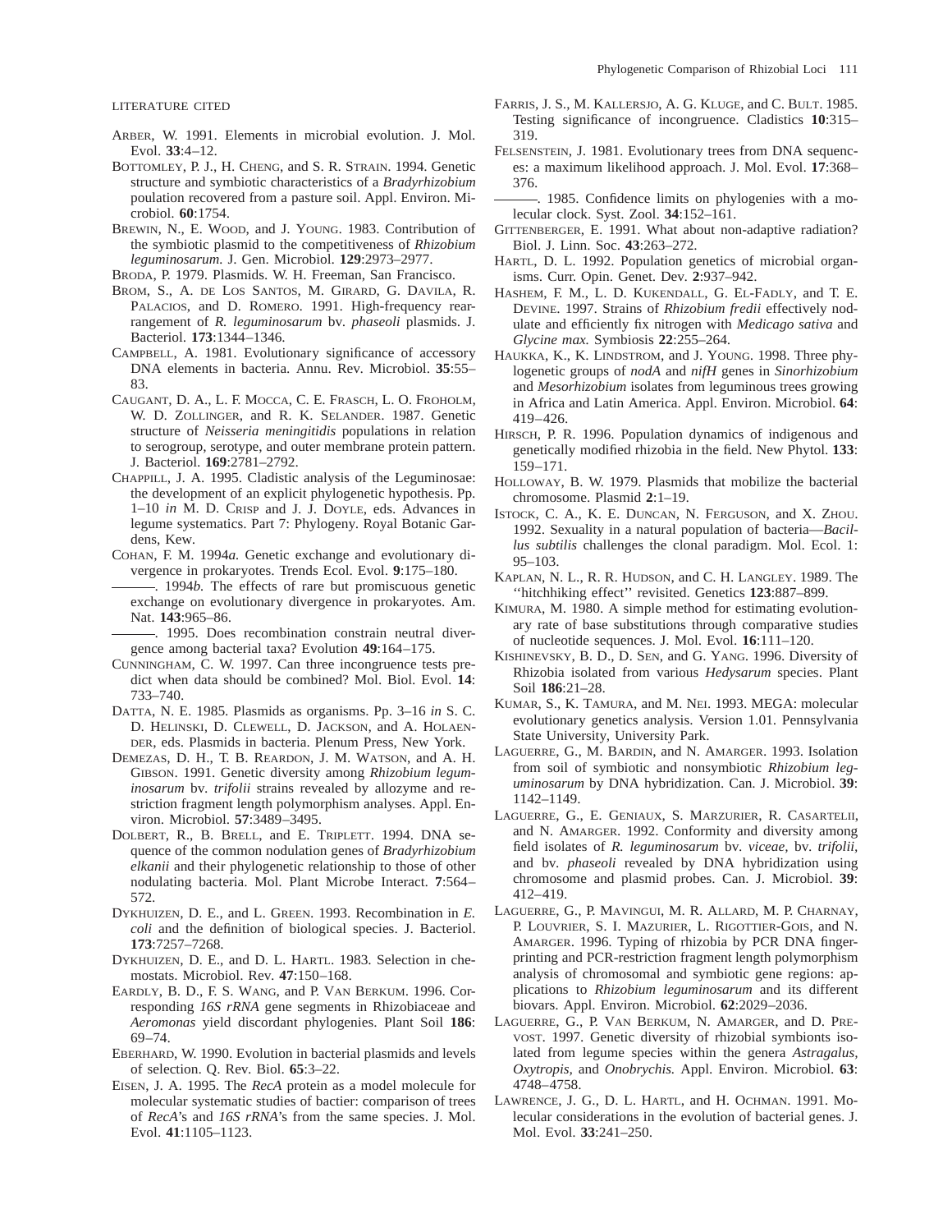## LITERATURE CITED

ARBER, W. 1991. Elements in microbial evolution. J. Mol. Evol. **33**:4–12.

BOTTOMLEY, P. J., H. CHENG, and S. R. STRAIN. 1994. Genetic structure and symbiotic characteristics of a *Bradyrhizobium* poulation recovered from a pasture soil. Appl. Environ. Microbiol. **60**:1754.

BREWIN, N., E. WOOD, and J. YOUNG. 1983. Contribution of the symbiotic plasmid to the competitiveness of *Rhizobium leguminosarum.* J. Gen. Microbiol. **129**:2973–2977.

BRODA, P. 1979. Plasmids. W. H. Freeman, San Francisco.

BROM, S., A. DE LOS SANTOS, M. GIRARD, G. DAVILA, R. PALACIOS, and D. ROMERO. 1991. High-frequency rearrangement of *R. leguminosarum* bv. *phaseoli* plasmids. J. Bacteriol. **173**:1344–1346.

CAMPBELL, A. 1981. Evolutionary significance of accessory DNA elements in bacteria. Annu. Rev. Microbiol. **35**:55–83.

CAUGANT, D. A., L. F. MOCCA, C. E. FRASCH, L. O. FROHOLM, W. D. ZOLLINGER, and R. K. SELANDER. 1987. Genetic structure of *Neisseria meningitidis* populations in relation to serogroup, serotype, and outer membrane protein pattern. J. Bacteriol. **169**:2781–2792.

CHAPPILL, J. A. 1995. Cladistic analysis of the Leguminosae: the development of an explicit phylogenetic hypothesis. Pp. 1–10 *in* M. D. CRISP and J. J. DOYLE, eds. Advances in legume systematics. Part 7: Phylogeny. Royal Botanic Gardens, Kew.

COHAN, F. M. 1994*a.* Genetic exchange and evolutionary divergence in prokaryotes. Trends Ecol. Evol. **9**:175–180.

———. 1994*b.* The effects of rare but promiscuous genetic exchange on evolutionary divergence in prokaryotes. Am. Nat. **143**:965–86.

———. 1995. Does recombination constrain neutral divergence among bacterial taxa? Evolution **49**:164–175.

CUNNINGHAM, C. W. 1997. Can three incongruence tests predict when data should be combined? Mol. Biol. Evol. **14**: 733–740.

DATTA, N. E. 1985. Plasmids as organisms. Pp. 3–16 *in* S. C. D. HELINSKI, D. CLEWELL, D. JACKSON, and A. HOLAENDER, eds. Plasmids in bacteria. Plenum Press, New York.

DEMEZAS, D. H., T. B. REARDON, J. M. WATSON, and A. H. GIBSON. 1991. Genetic diversity among *Rhizobium leguminosarum* bv. *trifolii* strains revealed by allozyme and restriction fragment length polymorphism analyses. Appl. Environ. Microbiol. **57**:3489–3495.

DOLBERT, R., B. BRELL, and E. TRIPLETT. 1994. DNA sequence of the common nodulation genes of *Bradyrhizobium elkanii* and their phylogenetic relationship to those of other nodulating bacteria. Mol. Plant Microbe Interact. **7**:564–572.

DYKHUIZEN, D. E., and L. GREEN. 1993. Recombination in *E. coli* and the definition of biological species. J. Bacteriol. **173**:7257–7268.

DYKHUIZEN, D. E., and D. L. HARTL. 1983. Selection in chemostats. Microbiol. Rev. **47**:150–168.

EARDLY, B. D., F. S. WANG, and P. VAN BERKUM. 1996. Corresponding *16S rRNA* gene segments in Rhizobiaceae and *Aeromonas* yield discordant phylogenies. Plant Soil **186**: 69–74.

EBERHARD, W. 1990. Evolution in bacterial plasmids and levels of selection. Q. Rev. Biol. **65**:3–22.

EISEN, J. A. 1995. The *RecA* protein as a model molecule for molecular systematic studies of bactier: comparison of trees of *RecA*'s and *16S rRNA*'s from the same species. J. Mol. Evol. **41**:1105–1123.

FARRIS, J. S., M. KALLERSJO, A. G. KLUGE, and C. BULT. 1985. Testing significance of incongruence. Cladistics **10**:315–319.

FELSENSTEIN, J. 1981. Evolutionary trees from DNA sequences: a maximum likelihood approach. J. Mol. Evol. **17**:368–376.

———. 1985. Confidence limits on phylogenies with a molecular clock. Syst. Zool. **34**:152–161.

GITTENBERGER, E. 1991. What about non-adaptive radiation? Biol. J. Linn. Soc. **43**:263–272.

HARTL, D. L. 1992. Population genetics of microbial organisms. Curr. Opin. Genet. Dev. **2**:937–942.

HASHEM, F. M., L. D. KUKENDALL, G. EL-FADLY, and T. E. DEVINE. 1997. Strains of *Rhizobium fredii* effectively nodulate and efficiently fix nitrogen with *Medicago sativa* and *Glycine max.* Symbiosis **22**:255–264.

HAUKKA, K., K. LINDSTROM, and J. YOUNG. 1998. Three phylogenetic groups of *nodA* and *nifH* genes in *Sinorhizobium* and *Mesorhizobium* isolates from leguminous trees growing in Africa and Latin America. Appl. Environ. Microbiol. **64**: 419–426.

HIRSCH, P. R. 1996. Population dynamics of indigenous and genetically modified rhizobia in the field. New Phytol. **133**: 159–171.

HOLLOWAY, B. W. 1979. Plasmids that mobilize the bacterial chromosome. Plasmid **2**:1–19.

ISTOCK, C. A., K. E. DUNCAN, N. FERGUSON, and X. ZHOU. 1992. Sexuality in a natural population of bacteria—*Bacillus subtilis* challenges the clonal paradigm. Mol. Ecol. 1: 95–103.

KAPLAN, N. L., R. R. HUDSON, and C. H. LANGLEY. 1989. The ''hitchhiking effect'' revisited. Genetics **123**:887–899.

KIMURA, M. 1980. A simple method for estimating evolutionary rate of base substitutions through comparative studies of nucleotide sequences. J. Mol. Evol. **16**:111–120.

KISHINEVSKY, B. D., D. SEN, and G. YANG. 1996. Diversity of Rhizobia isolated from various *Hedysarum* species. Plant Soil **186**:21–28.

KUMAR, S., K. TAMURA, and M. NEI. 1993. MEGA: molecular evolutionary genetics analysis. Version 1.01. Pennsylvania State University, University Park.

LAGUERRE, G., M. BARDIN, and N. AMARGER. 1993. Isolation from soil of symbiotic and nonsymbiotic *Rhizobium leguminosarum* by DNA hybridization. Can. J. Microbiol. **39**: 1142–1149.

LAGUERRE, G., E. GENIAUX, S. MARZURIER, R. CASARTELII, and N. AMARGER. 1992. Conformity and diversity among field isolates of *R. leguminosarum* bv. *viceae,* bv. *trifolii,* and bv. *phaseoli* revealed by DNA hybridization using chromosome and plasmid probes. Can. J. Microbiol. **39**: 412–419.

LAGUERRE, G., P. MAVINGUI, M. R. ALLARD, M. P. CHARNAY, P. LOUVRIER, S. I. MAZURIER, L. RIGOTTIER-GOIS, and N. AMARGER. 1996. Typing of rhizobia by PCR DNA fingerprinting and PCR-restriction fragment length polymorphism analysis of chromosomal and symbiotic gene regions: applications to *Rhizobium leguminosarum* and its different biovars. Appl. Environ. Microbiol. **62**:2029–2036.

LAGUERRE, G., P. VAN BERKUM, N. AMARGER, and D. PREVOST. 1997. Genetic diversity of rhizobial symbionts isolated from legume species within the genera *Astragalus, Oxytropis,* and *Onobrychis.* Appl. Environ. Microbiol. **63**: 4748–4758.

LAWRENCE, J. G., D. L. HARTL, and H. OCHMAN. 1991. Molecular considerations in the evolution of bacterial genes. J. Mol. Evol. **33**:241–250.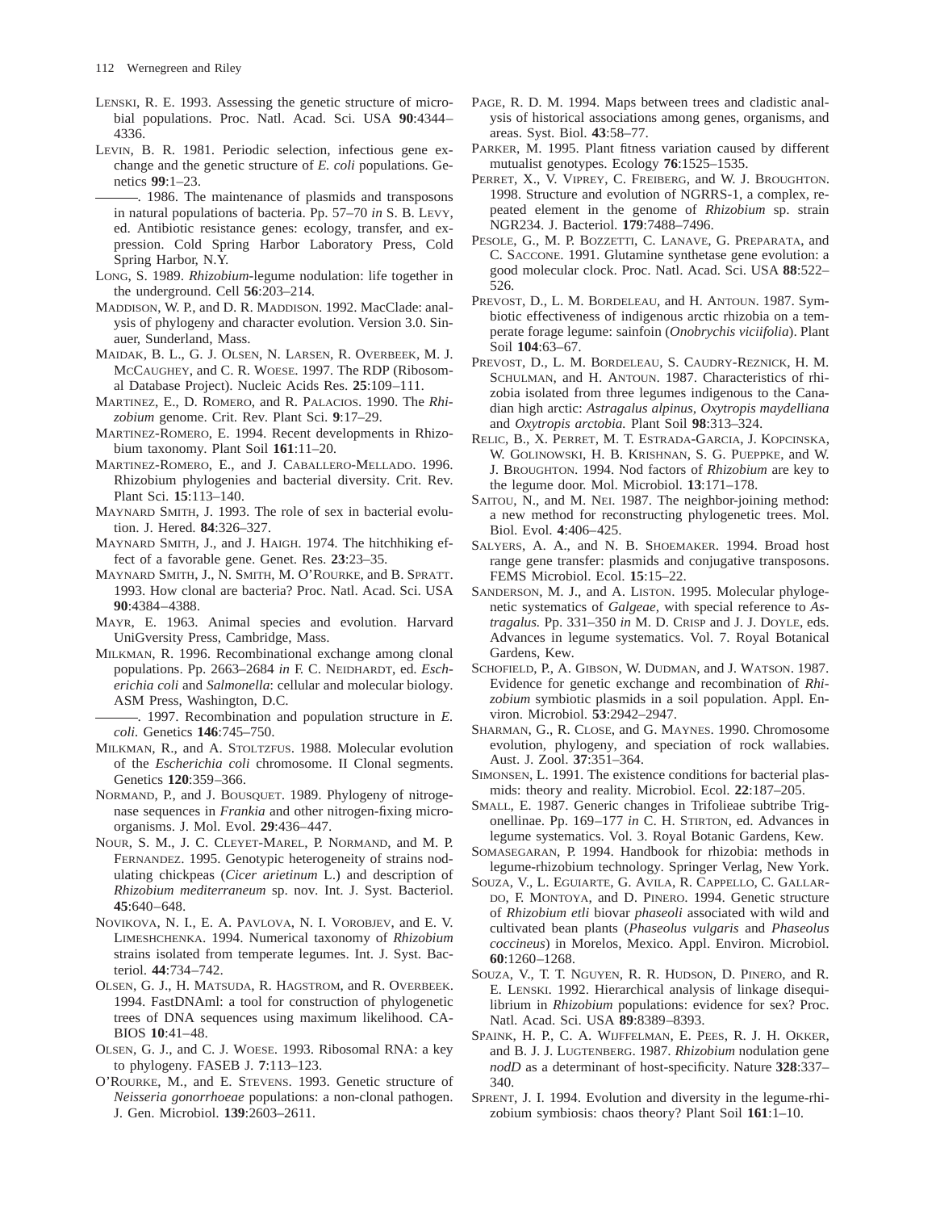LENSKI, R. E. 1993. Assessing the genetic structure of microbial populations. Proc. Natl. Acad. Sci. USA **90**:4344–4336.

LEVIN, B. R. 1981. Periodic selection, infectious gene exchange and the genetic structure of *E. coli* populations. Genetics **99**:1–23.

———. 1986. The maintenance of plasmids and transposons in natural populations of bacteria. Pp. 57–70 *in* S. B. LEVY, ed. Antibiotic resistance genes: ecology, transfer, and expression. Cold Spring Harbor Laboratory Press, Cold Spring Harbor, N.Y.

LONG, S. 1989. *Rhizobium*-legume nodulation: life together in the underground. Cell **56**:203–214.

MADDISON, W. P., and D. R. MADDISON. 1992. MacClade: analysis of phylogeny and character evolution. Version 3.0. Sinauer, Sunderland, Mass.

MAIDAK, B. L., G. J. OLSEN, N. LARSEN, R. OVERBEEK, M. J. MCCAUGHEY, and C. R. WOESE. 1997. The RDP (Ribosomal Database Project). Nucleic Acids Res. **25**:109–111.

MARTINEZ, E., D. ROMERO, and R. PALACIOS. 1990. The *Rhizobium* genome. Crit. Rev. Plant Sci. **9**:17–29.

MARTINEZ-ROMERO, E. 1994. Recent developments in Rhizobium taxonomy. Plant Soil **161**:11–20.

MARTINEZ-ROMERO, E., and J. CABALLERO-MELLADO. 1996. Rhizobium phylogenies and bacterial diversity. Crit. Rev. Plant Sci. **15**:113–140.

MAYNARD SMITH, J. 1993. The role of sex in bacterial evolution. J. Hered. **84**:326–327.

MAYNARD SMITH, J., and J. HAIGH. 1974. The hitchhiking effect of a favorable gene. Genet. Res. **23**:23–35.

MAYNARD SMITH, J., N. SMITH, M. O'ROURKE, and B. SPRATT. 1993. How clonal are bacteria? Proc. Natl. Acad. Sci. USA **90**:4384–4388.

MAYR, E. 1963. Animal species and evolution. Harvard UniGversity Press, Cambridge, Mass.

MILKMAN, R. 1996. Recombinational exchange among clonal populations. Pp. 2663–2684 *in* F. C. NEIDHARDT, ed. *Escherichia coli* and *Salmonella*: cellular and molecular biology. ASM Press, Washington, D.C.

———. 1997. Recombination and population structure in *E. coli.* Genetics **146**:745–750.

MILKMAN, R., and A. STOLTZFUS. 1988. Molecular evolution of the *Escherichia coli* chromosome. II Clonal segments. Genetics **120**:359–366.

NORMAND, P., and J. BOUSQUET. 1989. Phylogeny of nitrogenase sequences in *Frankia* and other nitrogen-fixing microorganisms. J. Mol. Evol. **29**:436–447.

NOUR, S. M., J. C. CLEYET-MAREL, P. NORMAND, and M. P. FERNANDEZ. 1995. Genotypic heterogeneity of strains nodulating chickpeas (*Cicer arietinum* L.) and description of *Rhizobium mediterraneum* sp. nov. Int. J. Syst. Bacteriol. **45**:640–648.

NOVIKOVA, N. I., E. A. PAVLOVA, N. I. VOROBJEV, and E. V. LIMESHCHENKA. 1994. Numerical taxonomy of *Rhizobium* strains isolated from temperate legumes. Int. J. Syst. Bacteriol. **44**:734–742.

OLSEN, G. J., H. MATSUDA, R. HAGSTROM, and R. OVERBEEK. 1994. FastDNAml: a tool for construction of phylogenetic trees of DNA sequences using maximum likelihood. CABIOS **10**:41–48.

OLSEN, G. J., and C. J. WOESE. 1993. Ribosomal RNA: a key to phylogeny. FASEB J. **7**:113–123.

O'ROURKE, M., and E. STEVENS. 1993. Genetic structure of *Neisseria gonorrhoeae* populations: a non-clonal pathogen. J. Gen. Microbiol. **139**:2603–2611.

PAGE, R. D. M. 1994. Maps between trees and cladistic analysis of historical associations among genes, organisms, and areas. Syst. Biol. **43**:58–77.

PARKER, M. 1995. Plant fitness variation caused by different mutualist genotypes. Ecology **76**:1525–1535.

PERRET, X., V. VIPREY, C. FREIBERG, and W. J. BROUGHTON. 1998. Structure and evolution of NGRRS-1, a complex, repeated element in the genome of *Rhizobium* sp. strain NGR234. J. Bacteriol. **179**:7488–7496.

PESOLE, G., M. P. BOZZETTI, C. LANAVE, G. PREPARATA, and C. SACCONE. 1991. Glutamine synthetase gene evolution: a good molecular clock. Proc. Natl. Acad. Sci. USA **88**:522–526.

PREVOST, D., L. M. BORDELEAU, and H. ANTOUN. 1987. Symbiotic effectiveness of indigenous arctic rhizobia on a temperate forage legume: sainfoin (*Onobrychis viciifolia*). Plant Soil **104**:63–67.

PREVOST, D., L. M. BORDELEAU, S. CAUDRY-REZNICK, H. M. SCHULMAN, and H. ANTOUN. 1987. Characteristics of rhizobia isolated from three legumes indigenous to the Canadian high arctic: *Astragalus alpinus, Oxytropis maydelliana* and *Oxytropis arctobia.* Plant Soil **98**:313–324.

RELIC, B., X. PERRET, M. T. ESTRADA-GARCIA, J. KOPCINSKA, W. GOLINOWSKI, H. B. KRISHNAN, S. G. PUEPPKE, and W. J. BROUGHTON. 1994. Nod factors of *Rhizobium* are key to the legume door. Mol. Microbiol. **13**:171–178.

SAITOU, N., and M. NEI. 1987. The neighbor-joining method: a new method for reconstructing phylogenetic trees. Mol. Biol. Evol. **4**:406–425.

SALYERS, A. A., and N. B. SHOEMAKER. 1994. Broad host range gene transfer: plasmids and conjugative transposons. FEMS Microbiol. Ecol. **15**:15–22.

SANDERSON, M. J., and A. LISTON. 1995. Molecular phylogenetic systematics of *Galgeae*, with special reference to *Astragalus.* Pp. 331–350 *in* M. D. CRISP and J. J. DOYLE, eds. Advances in legume systematics. Vol. 7. Royal Botanical Gardens, Kew.

SCHOFIELD, P., A. GIBSON, W. DUDMAN, and J. WATSON. 1987. Evidence for genetic exchange and recombination of *Rhizobium* symbiotic plasmids in a soil population. Appl. Environ. Microbiol. **53**:2942–2947.

SHARMAN, G., R. CLOSE, and G. MAYNES. 1990. Chromosome evolution, phylogeny, and speciation of rock wallabies. Aust. J. Zool. **37**:351–364.

SIMONSEN, L. 1991. The existence conditions for bacterial plasmids: theory and reality. Microbiol. Ecol. **22**:187–205.

SMALL, E. 1987. Generic changes in Trifolieae subtribe Trigonellinae. Pp. 169–177 *in* C. H. STIRTON, ed. Advances in legume systematics. Vol. 3. Royal Botanic Gardens, Kew.

SOMASEGARAN, P. 1994. Handbook for rhizobia: methods in legume-rhizobium technology. Springer Verlag, New York.

SOUZA, V., L. EGUIARTE, G. AVILA, R. CAPPELLO, C. GALLARDO, F. MONTOYA, and D. PINERO. 1994. Genetic structure of *Rhizobium etli* biovar *phaseoli* associated with wild and cultivated bean plants (*Phaseolus vulgaris* and *Phaseolus coccineus*) in Morelos, Mexico. Appl. Environ. Microbiol. **60**:1260–1268.

SOUZA, V., T. T. NGUYEN, R. R. HUDSON, D. PINERO, and R. E. LENSKI. 1992. Hierarchical analysis of linkage disequilibrium in *Rhizobium* populations: evidence for sex? Proc. Natl. Acad. Sci. USA **89**:8389–8393.

SPAINK, H. P., C. A. WIJFFELMAN, E. PEES, R. J. H. OKKER, and B. J. J. LUGTENBERG. 1987. *Rhizobium* nodulation gene *nodD* as a determinant of host-specificity. Nature **328**:337–340.

SPRENT, J. I. 1994. Evolution and diversity in the legume-rhizobium symbiosis: chaos theory? Plant Soil **161**:1–10.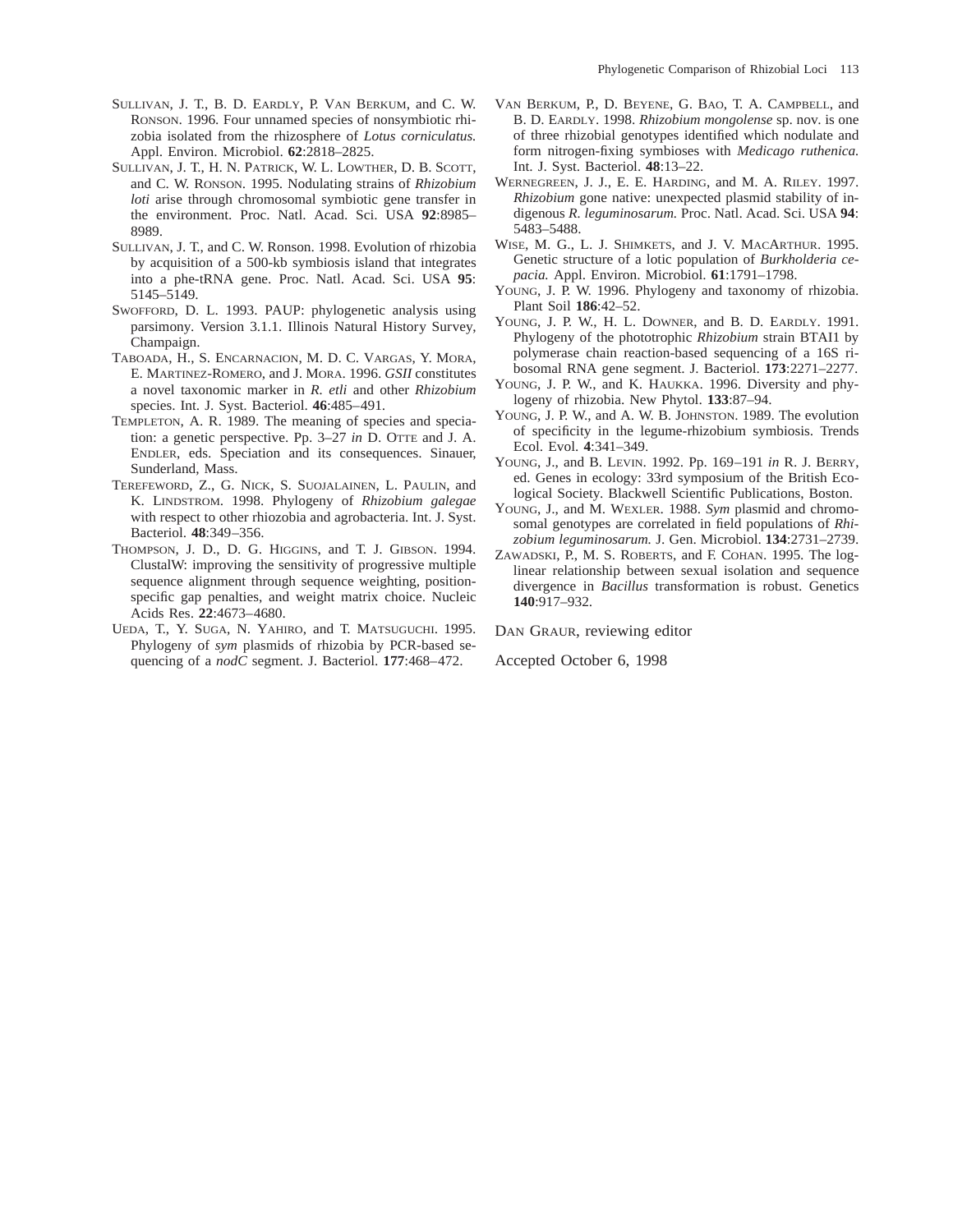Sullivan, J. T., B. D. Eardly, P. van Berkum, and C. W. Ronson. 1996. Four unnamed species of nonsymbiotic rhizobia isolated from the rhizosphere of *Lotus corniculatus.* Appl. Environ. Microbiol. **62**:2818–2825.

Sullivan, J. T., H. N. Patrick, W. L. Lowther, D. B. Scott, and C. W. Ronson. 1995. Nodulating strains of *Rhizobium loti* arise through chromosomal symbiotic gene transfer in the environment. Proc. Natl. Acad. Sci. USA **92**:8985–8989.

Sullivan, J. T., and C. W. Ronson. 1998. Evolution of rhizobia by acquisition of a 500-kb symbiosis island that integrates into a phe-tRNA gene. Proc. Natl. Acad. Sci. USA **95**: 5145–5149.

Swofford, D. L. 1993. PAUP: phylogenetic analysis using parsimony. Version 3.1.1. Illinois Natural History Survey, Champaign.

Taboada, H., S. Encarnacion, M. D. C. Vargas, Y. Mora, E. Martinez-Romero, and J. Mora. 1996. *GSII* constitutes a novel taxonomic marker in *R. etli* and other *Rhizobium* species. Int. J. Syst. Bacteriol. **46**:485–491.

Templeton, A. R. 1989. The meaning of species and speciation: a genetic perspective. Pp. 3–27 *in* D. Otte and J. A. Endler, eds. Speciation and its consequences. Sinauer, Sunderland, Mass.

Terefeword, Z., G. Nick, S. Suojalainen, L. Paulin, and K. Lindstrom. 1998. Phylogeny of *Rhizobium galegae* with respect to other rhiozobia and agrobacteria. Int. J. Syst. Bacteriol. **48**:349–356.

Thompson, J. D., D. G. Higgins, and T. J. Gibson. 1994. ClustalW: improving the sensitivity of progressive multiple sequence alignment through sequence weighting, position-specific gap penalties, and weight matrix choice. Nucleic Acids Res. **22**:4673–4680.

Ueda, T., Y. Suga, N. Yahiro, and T. Matsuguchi. 1995. Phylogeny of *sym* plasmids of rhizobia by PCR-based sequencing of a *nodC* segment. J. Bacteriol. **177**:468–472.

van Berkum, P., D. Beyene, G. Bao, T. A. Campbell, and B. D. Eardly. 1998. *Rhizobium mongolense* sp. nov. is one of three rhizobial genotypes identified which nodulate and form nitrogen-fixing symbioses with *Medicago ruthenica.* Int. J. Syst. Bacteriol. **48**:13–22.

Wernegreen, J. J., E. E. Harding, and M. A. Riley. 1997. *Rhizobium* gone native: unexpected plasmid stability of indigenous *R. leguminosarum.* Proc. Natl. Acad. Sci. USA **94**: 5483–5488.

Wise, M. G., L. J. Shimkets, and J. V. MacArthur. 1995. Genetic structure of a lotic population of *Burkholderia cepacia.* Appl. Environ. Microbiol. **61**:1791–1798.

Young, J. P. W. 1996. Phylogeny and taxonomy of rhizobia. Plant Soil **186**:42–52.

Young, J. P. W., H. L. Downer, and B. D. Eardly. 1991. Phylogeny of the phototrophic *Rhizobium* strain BTAI1 by polymerase chain reaction-based sequencing of a 16S ribosomal RNA gene segment. J. Bacteriol. **173**:2271–2277.

Young, J. P. W., and K. Haukka. 1996. Diversity and phylogeny of rhizobia. New Phytol. **133**:87–94.

Young, J. P. W., and A. W. B. Johnston. 1989. The evolution of specificity in the legume-rhizobium symbiosis. Trends Ecol. Evol. **4**:341–349.

Young, J., and B. Levin. 1992. Pp. 169–191 *in* R. J. Berry, ed. Genes in ecology: 33rd symposium of the British Ecological Society. Blackwell Scientific Publications, Boston.

Young, J., and M. Wexler. 1988. *Sym* plasmid and chromosomal genotypes are correlated in field populations of *Rhizobium leguminosarum.* J. Gen. Microbiol. **134**:2731–2739.

Zawadski, P., M. S. Roberts, and F. Cohan. 1995. The log-linear relationship between sexual isolation and sequence divergence in *Bacillus* transformation is robust. Genetics **140**:917–932.

Dan Graur, reviewing editor

Accepted October 6, 1998